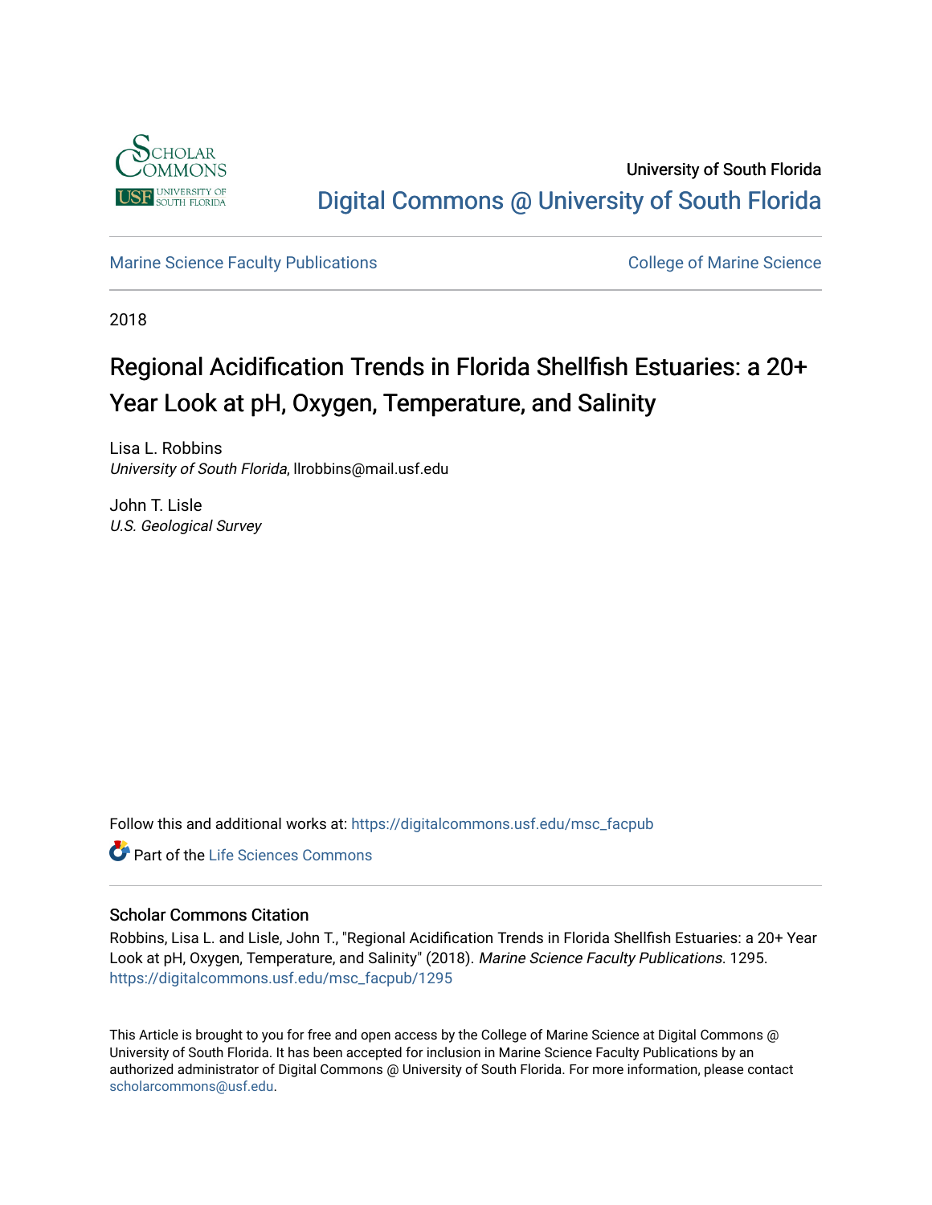University of South Florida

Digital Commons @ University of South Florida

Marine Science Faculty Publications

College of Marine Science

2018

# Regional Acidification Trends in Florida Shellfish Estuaries: a 20+ Year Look at pH, Oxygen, Temperature, and Salinity

Lisa L. Robbins
*University of South Florida*, llrobbins@mail.usf.edu

John T. Lisle
*U.S. Geological Survey*

Follow this and additional works at: https://digitalcommons.usf.edu/msc_facpub

Part of the Life Sciences Commons

## Scholar Commons Citation

Robbins, Lisa L. and Lisle, John T., "Regional Acidification Trends in Florida Shellfish Estuaries: a 20+ Year Look at pH, Oxygen, Temperature, and Salinity" (2018). *Marine Science Faculty Publications*. 1295.
https://digitalcommons.usf.edu/msc_facpub/1295

This Article is brought to you for free and open access by the College of Marine Science at Digital Commons @ University of South Florida. It has been accepted for inclusion in Marine Science Faculty Publications by an authorized administrator of Digital Commons @ University of South Florida. For more information, please contact scholarcommons@usf.edu.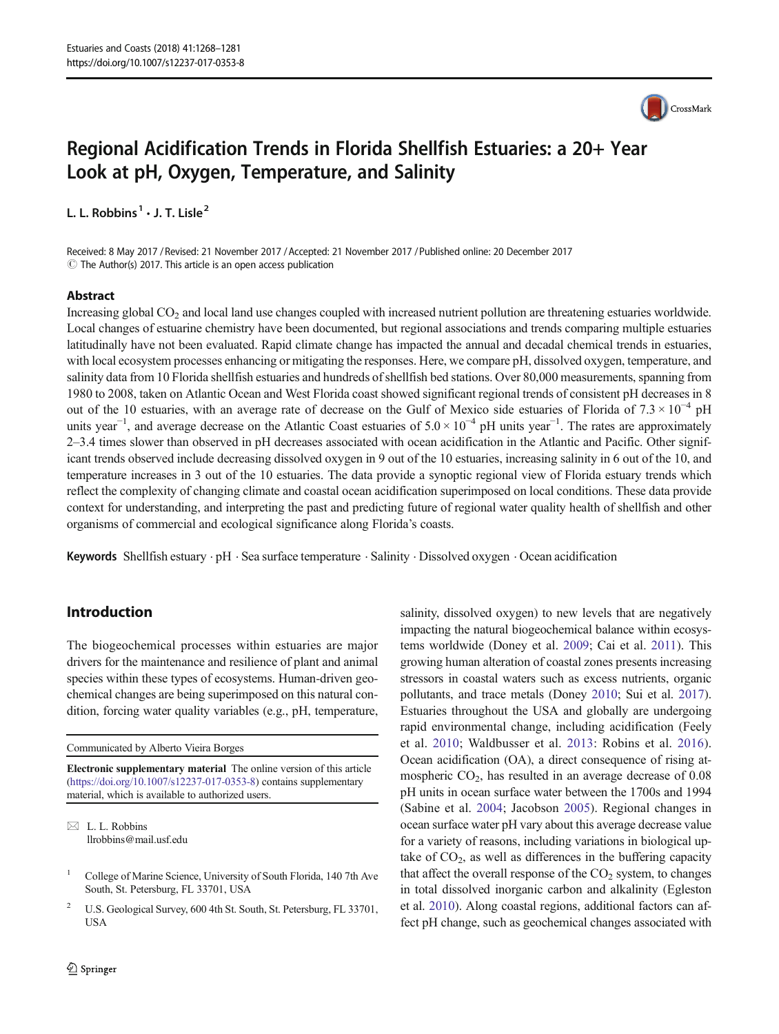# Regional Acidification Trends in Florida Shellfish Estuaries: a 20+ Year Look at pH, Oxygen, Temperature, and Salinity

**L. L. Robbins[1] · J. T. Lisle[2]**

Received: 8 May 2017 / Revised: 21 November 2017 / Accepted: 21 November 2017 / Published online: 20 December 2017
© The Author(s) 2017. This article is an open access publication

## Abstract

Increasing global $CO_2$ and local land use changes coupled with increased nutrient pollution are threatening estuaries worldwide. Local changes of estuarine chemistry have been documented, but regional associations and trends comparing multiple estuaries latitudinally have not been evaluated. Rapid climate change has impacted the annual and decadal chemical trends in estuaries, with local ecosystem processes enhancing or mitigating the responses. Here, we compare pH, dissolved oxygen, temperature, and salinity data from 10 Florida shellfish estuaries and hundreds of shellfish bed stations. Over 80,000 measurements, spanning from 1980 to 2008, taken on Atlantic Ocean and West Florida coast showed significant regional trends of consistent pH decreases in 8 out of the 10 estuaries, with an average rate of decrease on the Gulf of Mexico side estuaries of Florida of $7.3 \times 10^{-4}$ pH units year$^{-1}$, and average decrease on the Atlantic Coast estuaries of $5.0 \times 10^{-4}$ pH units year$^{-1}$. The rates are approximately 2–3.4 times slower than observed in pH decreases associated with ocean acidification in the Atlantic and Pacific. Other significant trends observed include decreasing dissolved oxygen in 9 out of the 10 estuaries, increasing salinity in 6 out of the 10, and temperature increases in 3 out of the 10 estuaries. The data provide a synoptic regional view of Florida estuary trends which reflect the complexity of changing climate and coastal ocean acidification superimposed on local conditions. These data provide context for understanding, and interpreting the past and predicting future of regional water quality health of shellfish and other organisms of commercial and ecological significance along Florida's coasts.

**Keywords** Shellfish estuary · pH · Sea surface temperature · Salinity · Dissolved oxygen · Ocean acidification

## Introduction

The biogeochemical processes within estuaries are major drivers for the maintenance and resilience of plant and animal species within these types of ecosystems. Human-driven geochemical changes are being superimposed on this natural condition, forcing water quality variables (e.g., pH, temperature, salinity, dissolved oxygen) to new levels that are negatively impacting the natural biogeochemical balance within ecosystems worldwide (Doney et al. 2009; Cai et al. 2011). This growing human alteration of coastal zones presents increasing stressors in coastal waters such as excess nutrients, organic pollutants, and trace metals (Doney 2010; Sui et al. 2017). Estuaries throughout the USA and globally are undergoing rapid environmental change, including acidification (Feely et al. 2010; Waldbusser et al. 2013: Robins et al. 2016). Ocean acidification (OA), a direct consequence of rising atmospheric $CO_2$, has resulted in an average decrease of 0.08 pH units in ocean surface water between the 1700s and 1994 (Sabine et al. 2004; Jacobson 2005). Regional changes in ocean surface water pH vary about this average decrease value for a variety of reasons, including variations in biological uptake of $CO_2$, as well as differences in the buffering capacity that affect the overall response of the $CO_2$ system, to changes in total dissolved inorganic carbon and alkalinity (Egleston et al. 2010). Along coastal regions, additional factors can affect pH change, such as geochemical changes associated with

---

Communicated by Alberto Vieira Borges

**Electronic supplementary material** The online version of this article (https://doi.org/10.1007/s12237-017-0353-8) contains supplementary material, which is available to authorized users.

✉ L. L. Robbins
llrobbins@mail.usf.edu

[1] College of Marine Science, University of South Florida, 140 7th Ave South, St. Petersburg, FL 33701, USA

[2] U.S. Geological Survey, 600 4th St. South, St. Petersburg, FL 33701, USA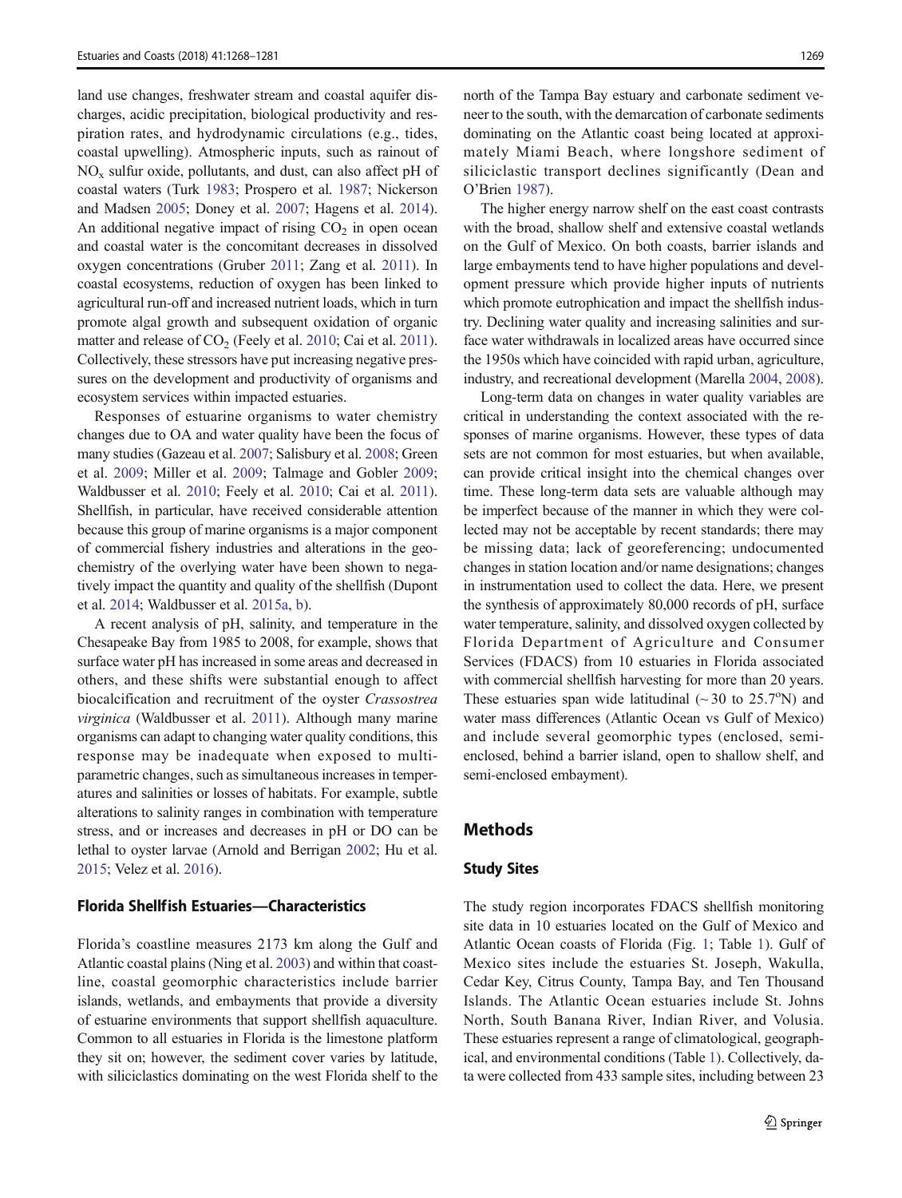land use changes, freshwater stream and coastal aquifer discharges, acidic precipitation, biological productivity and respiration rates, and hydrodynamic circulations (e.g., tides, coastal upwelling). Atmospheric inputs, such as rainout of $NO_x$ sulfur oxide, pollutants, and dust, can also affect pH of coastal waters (Turk 1983; Prospero et al. 1987; Nickerson and Madsen 2005; Doney et al. 2007; Hagens et al. 2014). An additional negative impact of rising $CO_2$ in open ocean and coastal water is the concomitant decreases in dissolved oxygen concentrations (Gruber 2011; Zang et al. 2011). In coastal ecosystems, reduction of oxygen has been linked to agricultural run-off and increased nutrient loads, which in turn promote algal growth and subsequent oxidation of organic matter and release of $CO_2$ (Feely et al. 2010; Cai et al. 2011). Collectively, these stressors have put increasing negative pressures on the development and productivity of organisms and ecosystem services within impacted estuaries.

Responses of estuarine organisms to water chemistry changes due to OA and water quality have been the focus of many studies (Gazeau et al. 2007; Salisbury et al. 2008; Green et al. 2009; Miller et al. 2009; Talmage and Gobler 2009; Waldbusser et al. 2010; Feely et al. 2010; Cai et al. 2011). Shellfish, in particular, have received considerable attention because this group of marine organisms is a major component of commercial fishery industries and alterations in the geochemistry of the overlying water have been shown to negatively impact the quantity and quality of the shellfish (Dupont et al. 2014; Waldbusser et al. 2015a, b).

A recent analysis of pH, salinity, and temperature in the Chesapeake Bay from 1985 to 2008, for example, shows that surface water pH has increased in some areas and decreased in others, and these shifts were substantial enough to affect biocalcification and recruitment of the oyster *Crassostrea virginica* (Waldbusser et al. 2011). Although many marine organisms can adapt to changing water quality conditions, this response may be inadequate when exposed to multiparametric changes, such as simultaneous increases in temperatures and salinities or losses of habitats. For example, subtle alterations to salinity ranges in combination with temperature stress, and or increases and decreases in pH or DO can be lethal to oyster larvae (Arnold and Berrigan 2002; Hu et al. 2015; Velez et al. 2016).

### Florida Shellfish Estuaries—Characteristics

Florida's coastline measures 2173 km along the Gulf and Atlantic coastal plains (Ning et al. 2003) and within that coastline, coastal geomorphic characteristics include barrier islands, wetlands, and embayments that provide a diversity of estuarine environments that support shellfish aquaculture. Common to all estuaries in Florida is the limestone platform they sit on; however, the sediment cover varies by latitude, with siliciclastics dominating on the west Florida shelf to the north of the Tampa Bay estuary and carbonate sediment veneer to the south, with the demarcation of carbonate sediments dominating on the Atlantic coast being located at approximately Miami Beach, where longshore sediment of siliciclastic transport declines significantly (Dean and O'Brien 1987).

The higher energy narrow shelf on the east coast contrasts with the broad, shallow shelf and extensive coastal wetlands on the Gulf of Mexico. On both coasts, barrier islands and large embayments tend to have higher populations and development pressure which provide higher inputs of nutrients which promote eutrophication and impact the shellfish industry. Declining water quality and increasing salinities and surface water withdrawals in localized areas have occurred since the 1950s which have coincided with rapid urban, agriculture, industry, and recreational development (Marella 2004, 2008).

Long-term data on changes in water quality variables are critical in understanding the context associated with the responses of marine organisms. However, these types of data sets are not common for most estuaries, but when available, can provide critical insight into the chemical changes over time. These long-term data sets are valuable although may be imperfect because of the manner in which they were collected may not be acceptable by recent standards; there may be missing data; lack of georeferencing; undocumented changes in station location and/or name designations; changes in instrumentation used to collect the data. Here, we present the synthesis of approximately 80,000 records of pH, surface water temperature, salinity, and dissolved oxygen collected by Florida Department of Agriculture and Consumer Services (FDACS) from 10 estuaries in Florida associated with commercial shellfish harvesting for more than 20 years. These estuaries span wide latitudinal (~ 30 to 25.7°N) and water mass differences (Atlantic Ocean vs Gulf of Mexico) and include several geomorphic types (enclosed, semi-enclosed, behind a barrier island, open to shallow shelf, and semi-enclosed embayment).

## Methods

### Study Sites

The study region incorporates FDACS shellfish monitoring site data in 10 estuaries located on the Gulf of Mexico and Atlantic Ocean coasts of Florida (Fig. 1; Table 1). Gulf of Mexico sites include the estuaries St. Joseph, Wakulla, Cedar Key, Citrus County, Tampa Bay, and Ten Thousand Islands. The Atlantic Ocean estuaries include St. Johns North, South Banana River, Indian River, and Volusia. These estuaries represent a range of climatological, geographical, and environmental conditions (Table 1). Collectively, data were collected from 433 sample sites, including between 23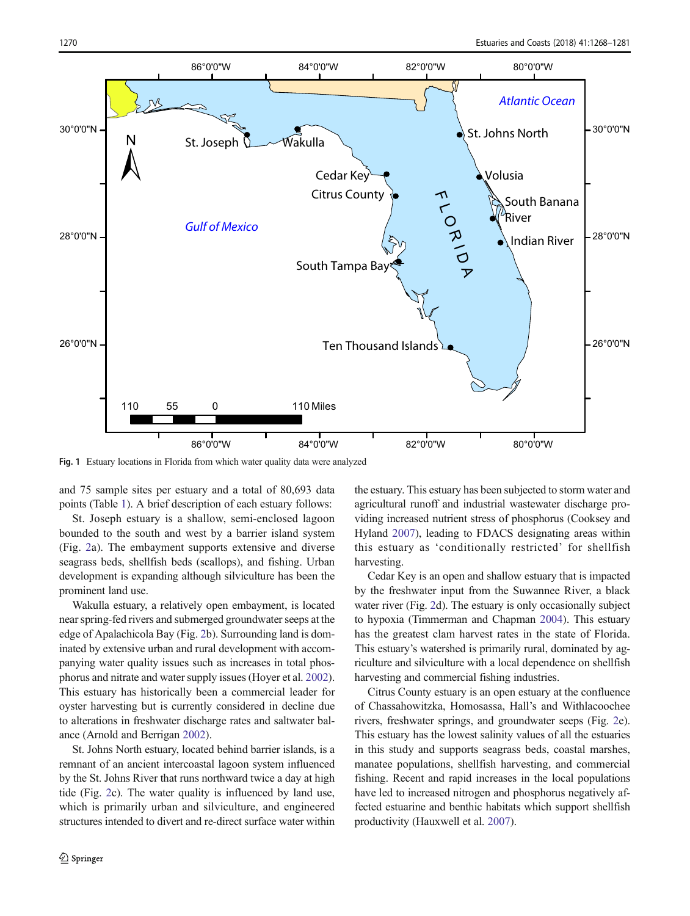Fig. 1 Estuary locations in Florida from which water quality data were analyzed

and 75 sample sites per estuary and a total of 80,693 data points (Table 1). A brief description of each estuary follows:

St. Joseph estuary is a shallow, semi-enclosed lagoon bounded to the south and west by a barrier island system (Fig. 2a). The embayment supports extensive and diverse seagrass beds, shellfish beds (scallops), and fishing. Urban development is expanding although silviculture has been the prominent land use.

Wakulla estuary, a relatively open embayment, is located near spring-fed rivers and submerged groundwater seeps at the edge of Apalachicola Bay (Fig. 2b). Surrounding land is dominated by extensive urban and rural development with accompanying water quality issues such as increases in total phosphorus and nitrate and water supply issues (Hoyer et al. 2002). This estuary has historically been a commercial leader for oyster harvesting but is currently considered in decline due to alterations in freshwater discharge rates and saltwater balance (Arnold and Berrigan 2002).

St. Johns North estuary, located behind barrier islands, is a remnant of an ancient intercoastal lagoon system influenced by the St. Johns River that runs northward twice a day at high tide (Fig. 2c). The water quality is influenced by land use, which is primarily urban and silviculture, and engineered structures intended to divert and re-direct surface water within the estuary. This estuary has been subjected to storm water and agricultural runoff and industrial wastewater discharge providing increased nutrient stress of phosphorus (Cooksey and Hyland 2007), leading to FDACS designating areas within this estuary as 'conditionally restricted' for shellfish harvesting.

Cedar Key is an open and shallow estuary that is impacted by the freshwater input from the Suwannee River, a black water river (Fig. 2d). The estuary is only occasionally subject to hypoxia (Timmerman and Chapman 2004). This estuary has the greatest clam harvest rates in the state of Florida. This estuary's watershed is primarily rural, dominated by agriculture and silviculture with a local dependence on shellfish harvesting and commercial fishing industries.

Citrus County estuary is an open estuary at the confluence of Chassahowitzka, Homosassa, Hall's and Withlacoochee rivers, freshwater springs, and groundwater seeps (Fig. 2e). This estuary has the lowest salinity values of all the estuaries in this study and supports seagrass beds, coastal marshes, manatee populations, shellfish harvesting, and commercial fishing. Recent and rapid increases in the local populations have led to increased nitrogen and phosphorus negatively affected estuarine and benthic habitats which support shellfish productivity (Hauxwell et al. 2007).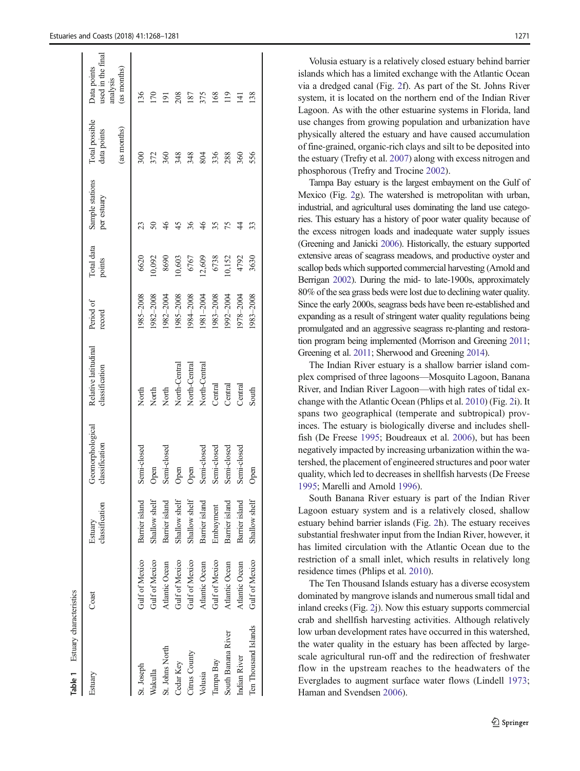**Table 1** Estuary characteristics

| Estuary | Coast | Estuary classification | Geomorphological classification | Relative latitudinal classification | Period of record | Total data points | Sample stations per estuary | Total possible data points (as months) | Data points used in the final analysis (as months) |
|---|---|---|---|---|---|---|---|---|---|
| St. Joseph | Gulf of Mexico | Barrier island | Semi-closed | North | 1985–2008 | 6620 | 23 | 300 | 136 |
| Wakulla | Gulf of Mexico | Shallow shelf | Open | North | 1982–2008 | 10,092 | 50 | 372 | 170 |
| St. Johns North | Atlantic Ocean | Barrier island | Semi-closed | North | 1982–2004 | 8690 | 46 | 360 | 191 |
| Cedar Key | Gulf of Mexico | Shallow shelf | Open | North-Central | 1985–2008 | 10,603 | 45 | 348 | 208 |
| Citrus County | Gulf of Mexico | Shallow shelf | Open | North-Central | 1984–2008 | 6767 | 36 | 348 | 187 |
| Volusia | Atlantic Ocean | Barrier island | Semi-closed | North-Central | 1981–2004 | 12,609 | 46 | 804 | 375 |
| Tampa Bay | Gulf of Mexico | Embayment | Semi-closed | Central | 1983–2008 | 6738 | 35 | 336 | 168 |
| South Banana River | Atlantic Ocean | Barrier island | Semi-closed | Central | 1992–2004 | 10,152 | 75 | 288 | 119 |
| Indian River | Atlantic Ocean | Barrier island | Semi-closed | Central | 1978–2004 | 4792 | 44 | 360 | 141 |
| Ten Thousand Islands | Gulf of Mexico | Shallow shelf | Open | South | 1983–2008 | 3630 | 33 | 556 | 138 |

Volusia estuary is a relatively closed estuary behind barrier islands which has a limited exchange with the Atlantic Ocean via a dredged canal (Fig. 2f). As part of the St. Johns River system, it is located on the northern end of the Indian River Lagoon. As with the other estuarine systems in Florida, land use changes from growing population and urbanization have physically altered the estuary and have caused accumulation of fine-grained, organic-rich clays and silt to be deposited into the estuary (Trefry et al. 2007) along with excess nitrogen and phosphorous (Trefry and Trocine 2002).

Tampa Bay estuary is the largest embayment on the Gulf of Mexico (Fig. 2g). The watershed is metropolitan with urban, industrial, and agricultural uses dominating the land use categories. This estuary has a history of poor water quality because of the excess nitrogen loads and inadequate water supply issues (Greening and Janicki 2006). Historically, the estuary supported extensive areas of seagrass meadows, and productive oyster and scallop beds which supported commercial harvesting (Arnold and Berrigan 2002). During the mid- to late-1900s, approximately 80% of the sea grass beds were lost due to declining water quality. Since the early 2000s, seagrass beds have been re-established and expanding as a result of stringent water quality regulations being promulgated and an aggressive seagrass re-planting and restoration program being implemented (Morrison and Greening 2011; Greening et al. 2011; Sherwood and Greening 2014).

The Indian River estuary is a shallow barrier island complex comprised of three lagoons—Mosquito Lagoon, Banana River, and Indian River Lagoon—with high rates of tidal exchange with the Atlantic Ocean (Phlips et al. 2010) (Fig. 2i). It spans two geographical (temperate and subtropical) provinces. The estuary is biologically diverse and includes shellfish (De Freese 1995; Boudreaux et al. 2006), but has been negatively impacted by increasing urbanization within the watershed, the placement of engineered structures and poor water quality, which led to decreases in shellfish harvests (De Freese 1995; Marelli and Arnold 1996).

South Banana River estuary is part of the Indian River Lagoon estuary system and is a relatively closed, shallow estuary behind barrier islands (Fig. 2h). The estuary receives substantial freshwater input from the Indian River, however, it has limited circulation with the Atlantic Ocean due to the restriction of a small inlet, which results in relatively long residence times (Phlips et al. 2010).

The Ten Thousand Islands estuary has a diverse ecosystem dominated by mangrove islands and numerous small tidal and inland creeks (Fig. 2j). Now this estuary supports commercial crab and shellfish harvesting activities. Although relatively low urban development rates have occurred in this watershed, the water quality in the estuary has been affected by large-scale agricultural run-off and the redirection of freshwater flow in the upstream reaches to the headwaters of the Everglades to augment surface water flows (Lindell 1973; Haman and Svendsen 2006).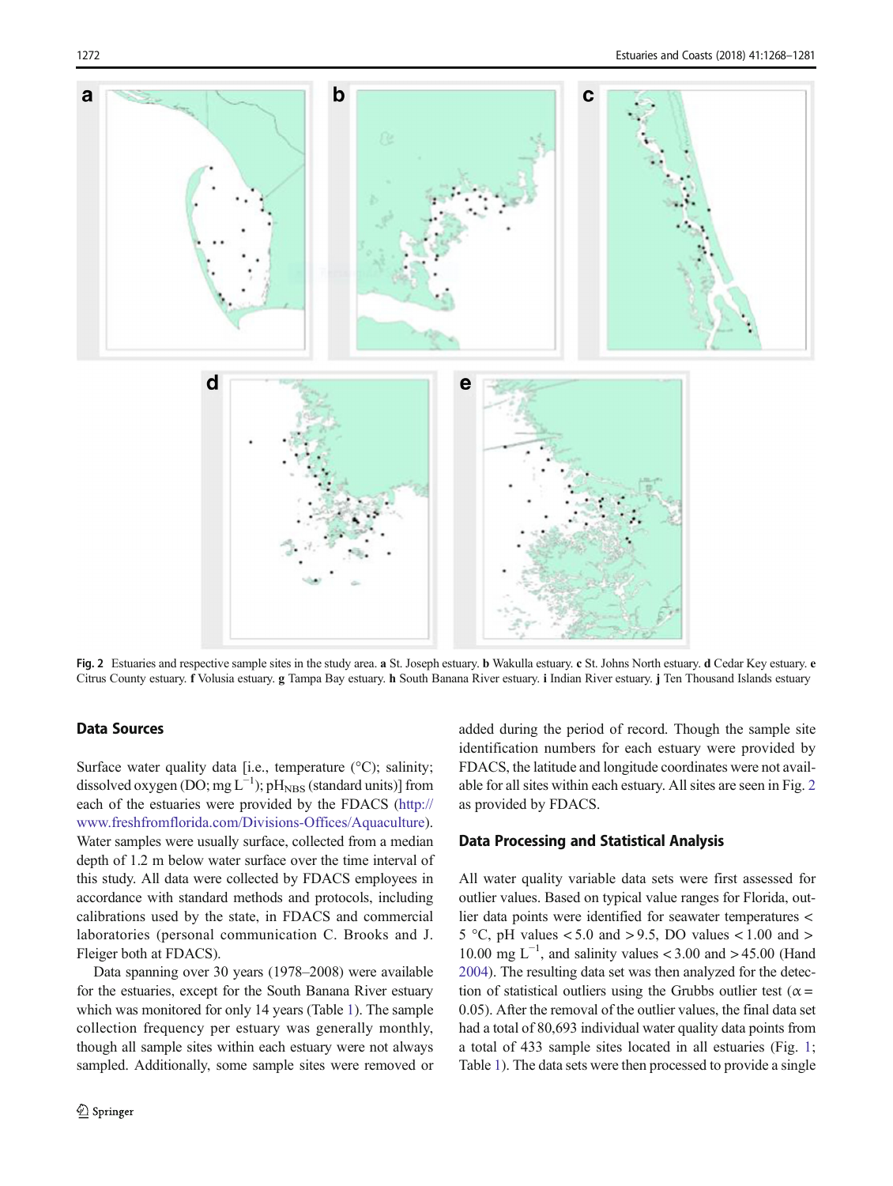**Fig. 2** Estuaries and respective sample sites in the study area. **a** St. Joseph estuary. **b** Wakulla estuary. **c** St. Johns North estuary. **d** Cedar Key estuary. **e** Citrus County estuary. **f** Volusia estuary. **g** Tampa Bay estuary. **h** South Banana River estuary. **i** Indian River estuary. **j** Ten Thousand Islands estuary

### Data Sources

Surface water quality data [i.e., temperature (°C); salinity; dissolved oxygen (DO; mg $L^{-1}$); $pH_{NBS}$ (standard units)] from each of the estuaries were provided by the FDACS (http://www.freshfromflorida.com/Divisions-Offices/Aquaculture). Water samples were usually surface, collected from a median depth of 1.2 m below water surface over the time interval of this study. All data were collected by FDACS employees in accordance with standard methods and protocols, including calibrations used by the state, in FDACS and commercial laboratories (personal communication C. Brooks and J. Fleiger both at FDACS).

Data spanning over 30 years (1978–2008) were available for the estuaries, except for the South Banana River estuary which was monitored for only 14 years (Table 1). The sample collection frequency per estuary was generally monthly, though all sample sites within each estuary were not always sampled. Additionally, some sample sites were removed or added during the period of record. Though the sample site identification numbers for each estuary were provided by FDACS, the latitude and longitude coordinates were not available for all sites within each estuary. All sites are seen in Fig. 2 as provided by FDACS.

### Data Processing and Statistical Analysis

All water quality variable data sets were first assessed for outlier values. Based on typical value ranges for Florida, outlier data points were identified for seawater temperatures < 5 °C, pH values < 5.0 and > 9.5, DO values < 1.00 and > 10.00 mg $L^{-1}$, and salinity values < 3.00 and > 45.00 (Hand 2004). The resulting data set was then analyzed for the detection of statistical outliers using the Grubbs outlier test ($\alpha$ = 0.05). After the removal of the outlier values, the final data set had a total of 80,693 individual water quality data points from a total of 433 sample sites located in all estuaries (Fig. 1; Table 1). The data sets were then processed to provide a single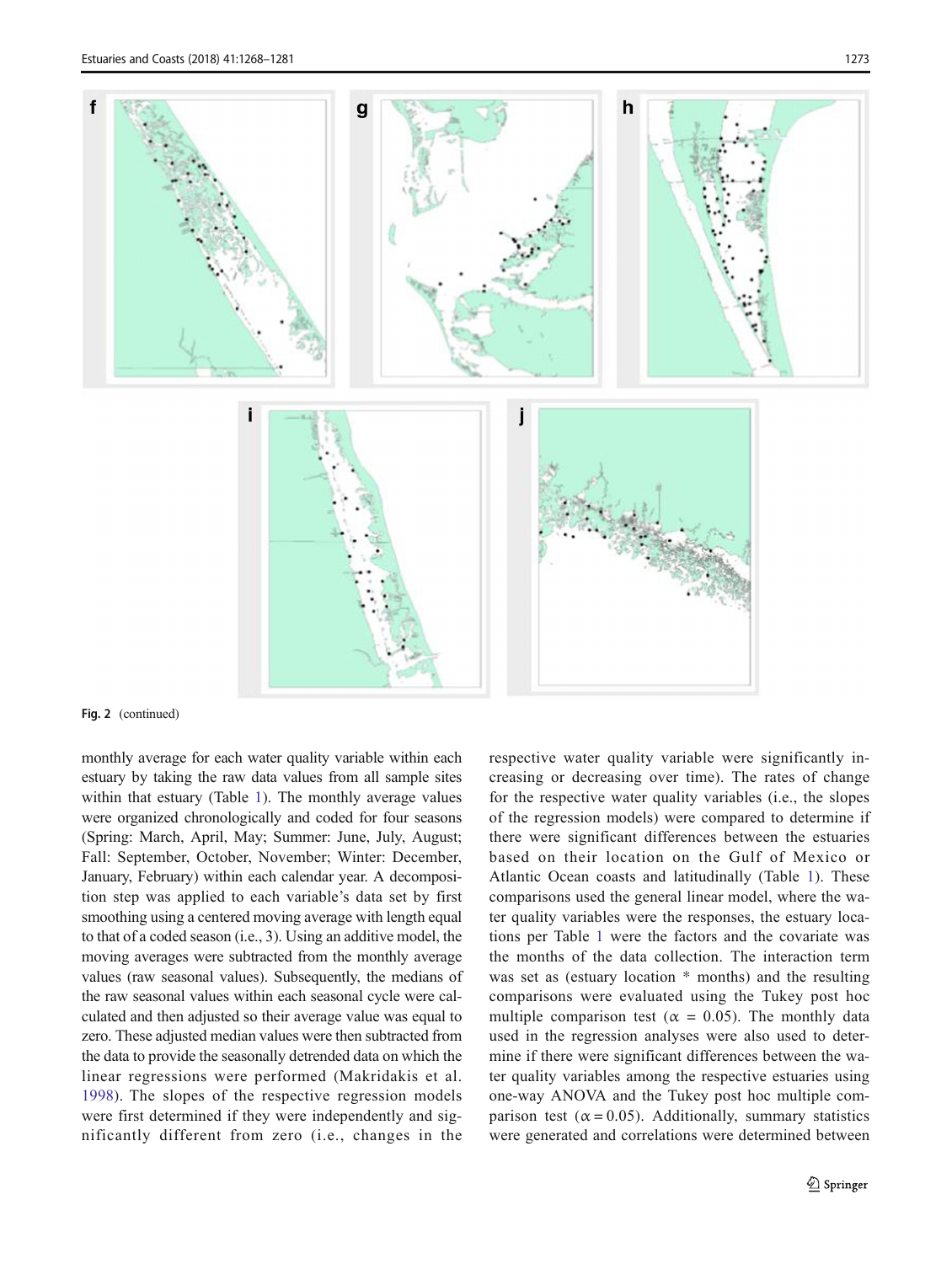**Fig. 2** (continued)

monthly average for each water quality variable within each estuary by taking the raw data values from all sample sites within that estuary (Table 1). The monthly average values were organized chronologically and coded for four seasons (Spring: March, April, May; Summer: June, July, August; Fall: September, October, November; Winter: December, January, February) within each calendar year. A decomposition step was applied to each variable's data set by first smoothing using a centered moving average with length equal to that of a coded season (i.e., 3). Using an additive model, the moving averages were subtracted from the monthly average values (raw seasonal values). Subsequently, the medians of the raw seasonal values within each seasonal cycle were calculated and then adjusted so their average value was equal to zero. These adjusted median values were then subtracted from the data to provide the seasonally detrended data on which the linear regressions were performed (Makridakis et al. 1998). The slopes of the respective regression models were first determined if they were independently and significantly different from zero (i.e., changes in the respective water quality variable were significantly increasing or decreasing over time). The rates of change for the respective water quality variables (i.e., the slopes of the regression models) were compared to determine if there were significant differences between the estuaries based on their location on the Gulf of Mexico or Atlantic Ocean coasts and latitudinally (Table 1). These comparisons used the general linear model, where the water quality variables were the responses, the estuary locations per Table 1 were the factors and the covariate was the months of the data collection. The interaction term was set as (estuary location * months) and the resulting comparisons were evaluated using the Tukey post hoc multiple comparison test ($\alpha = 0.05$). The monthly data used in the regression analyses were also used to determine if there were significant differences between the water quality variables among the respective estuaries using one-way ANOVA and the Tukey post hoc multiple comparison test ($\alpha = 0.05$). Additionally, summary statistics were generated and correlations were determined between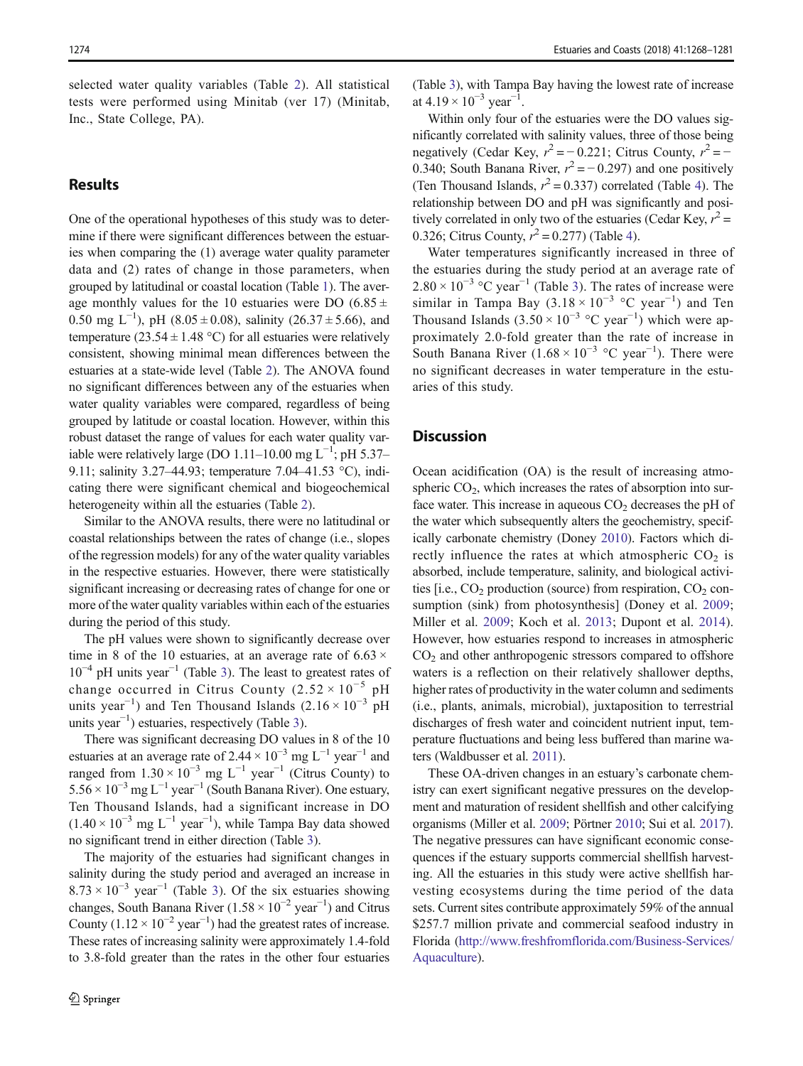selected water quality variables (Table 2). All statistical tests were performed using Minitab (ver 17) (Minitab, Inc., State College, PA).

## Results

One of the operational hypotheses of this study was to determine if there were significant differences between the estuaries when comparing the (1) average water quality parameter data and (2) rates of change in those parameters, when grouped by latitudinal or coastal location (Table 1). The average monthly values for the 10 estuaries were DO ($6.85 \pm 0.50$ mg $L^{-1}$), pH ($8.05 \pm 0.08$), salinity ($26.37 \pm 5.66$), and temperature ($23.54 \pm 1.48$ °C) for all estuaries were relatively consistent, showing minimal mean differences between the estuaries at a state-wide level (Table 2). The ANOVA found no significant differences between any of the estuaries when water quality variables were compared, regardless of being grouped by latitude or coastal location. However, within this robust dataset the range of values for each water quality variable were relatively large (DO 1.11–10.00 mg $L^{-1}$; pH 5.37–9.11; salinity 3.27–44.93; temperature 7.04–41.53 °C), indicating there were significant chemical and biogeochemical heterogeneity within all the estuaries (Table 2).

Similar to the ANOVA results, there were no latitudinal or coastal relationships between the rates of change (i.e., slopes of the regression models) for any of the water quality variables in the respective estuaries. However, there were statistically significant increasing or decreasing rates of change for one or more of the water quality variables within each of the estuaries during the period of this study.

The pH values were shown to significantly decrease over time in 8 of the 10 estuaries, at an average rate of $6.63 \times 10^{-4}$ pH units $year^{-1}$ (Table 3). The least to greatest rates of change occurred in Citrus County ($2.52 \times 10^{-5}$ pH units $year^{-1}$) and Ten Thousand Islands ($2.16 \times 10^{-3}$ pH units $year^{-1}$) estuaries, respectively (Table 3).

There was significant decreasing DO values in 8 of the 10 estuaries at an average rate of $2.44 \times 10^{-3}$ mg $L^{-1}$ $year^{-1}$ and ranged from $1.30 \times 10^{-3}$ mg $L^{-1}$ $year^{-1}$ (Citrus County) to $5.56 \times 10^{-3}$ mg $L^{-1}$ $year^{-1}$ (South Banana River). One estuary, Ten Thousand Islands, had a significant increase in DO ($1.40 \times 10^{-3}$ mg $L^{-1}$ $year^{-1}$), while Tampa Bay data showed no significant trend in either direction (Table 3).

The majority of the estuaries had significant changes in salinity during the study period and averaged an increase in $8.73 \times 10^{-3}$ $year^{-1}$ (Table 3). Of the six estuaries showing changes, South Banana River ($1.58 \times 10^{-2}$ $year^{-1}$) and Citrus County ($1.12 \times 10^{-2}$ $year^{-1}$) had the greatest rates of increase. These rates of increasing salinity were approximately 1.4-fold to 3.8-fold greater than the rates in the other four estuaries (Table 3), with Tampa Bay having the lowest rate of increase at $4.19 \times 10^{-3}$ $year^{-1}$.

Within only four of the estuaries were the DO values significantly correlated with salinity values, three of those being negatively (Cedar Key, $r^2 = -0.221$; Citrus County, $r^2 = -0.340$; South Banana River, $r^2 = -0.297$) and one positively (Ten Thousand Islands, $r^2 = 0.337$) correlated (Table 4). The relationship between DO and pH was significantly and positively correlated in only two of the estuaries (Cedar Key, $r^2 = 0.326$; Citrus County, $r^2 = 0.277$) (Table 4).

Water temperatures significantly increased in three of the estuaries during the study period at an average rate of $2.80 \times 10^{-3}$ °C $year^{-1}$ (Table 3). The rates of increase were similar in Tampa Bay ($3.18 \times 10^{-3}$ °C $year^{-1}$) and Ten Thousand Islands ($3.50 \times 10^{-3}$ °C $year^{-1}$) which were approximately 2.0-fold greater than the rate of increase in South Banana River ($1.68 \times 10^{-3}$ °C $year^{-1}$). There were no significant decreases in water temperature in the estuaries of this study.

## Discussion

Ocean acidification (OA) is the result of increasing atmospheric $CO_2$, which increases the rates of absorption into surface water. This increase in aqueous $CO_2$ decreases the pH of the water which subsequently alters the geochemistry, specifically carbonate chemistry (Doney 2010). Factors which directly influence the rates at which atmospheric $CO_2$ is absorbed, include temperature, salinity, and biological activities [i.e., $CO_2$ production (source) from respiration, $CO_2$ consumption (sink) from photosynthesis] (Doney et al. 2009; Miller et al. 2009; Koch et al. 2013; Dupont et al. 2014). However, how estuaries respond to increases in atmospheric $CO_2$ and other anthropogenic stressors compared to offshore waters is a reflection on their relatively shallower depths, higher rates of productivity in the water column and sediments (i.e., plants, animals, microbial), juxtaposition to terrestrial discharges of fresh water and coincident nutrient input, temperature fluctuations and being less buffered than marine waters (Waldbusser et al. 2011).

These OA-driven changes in an estuary's carbonate chemistry can exert significant negative pressures on the development and maturation of resident shellfish and other calcifying organisms (Miller et al. 2009; Pörtner 2010; Sui et al. 2017). The negative pressures can have significant economic consequences if the estuary supports commercial shellfish harvesting. All the estuaries in this study were active shellfish harvesting ecosystems during the time period of the data sets. Current sites contribute approximately 59% of the annual \$257.7 million private and commercial seafood industry in Florida (http://www.freshfromflorida.com/Business-Services/Aquaculture).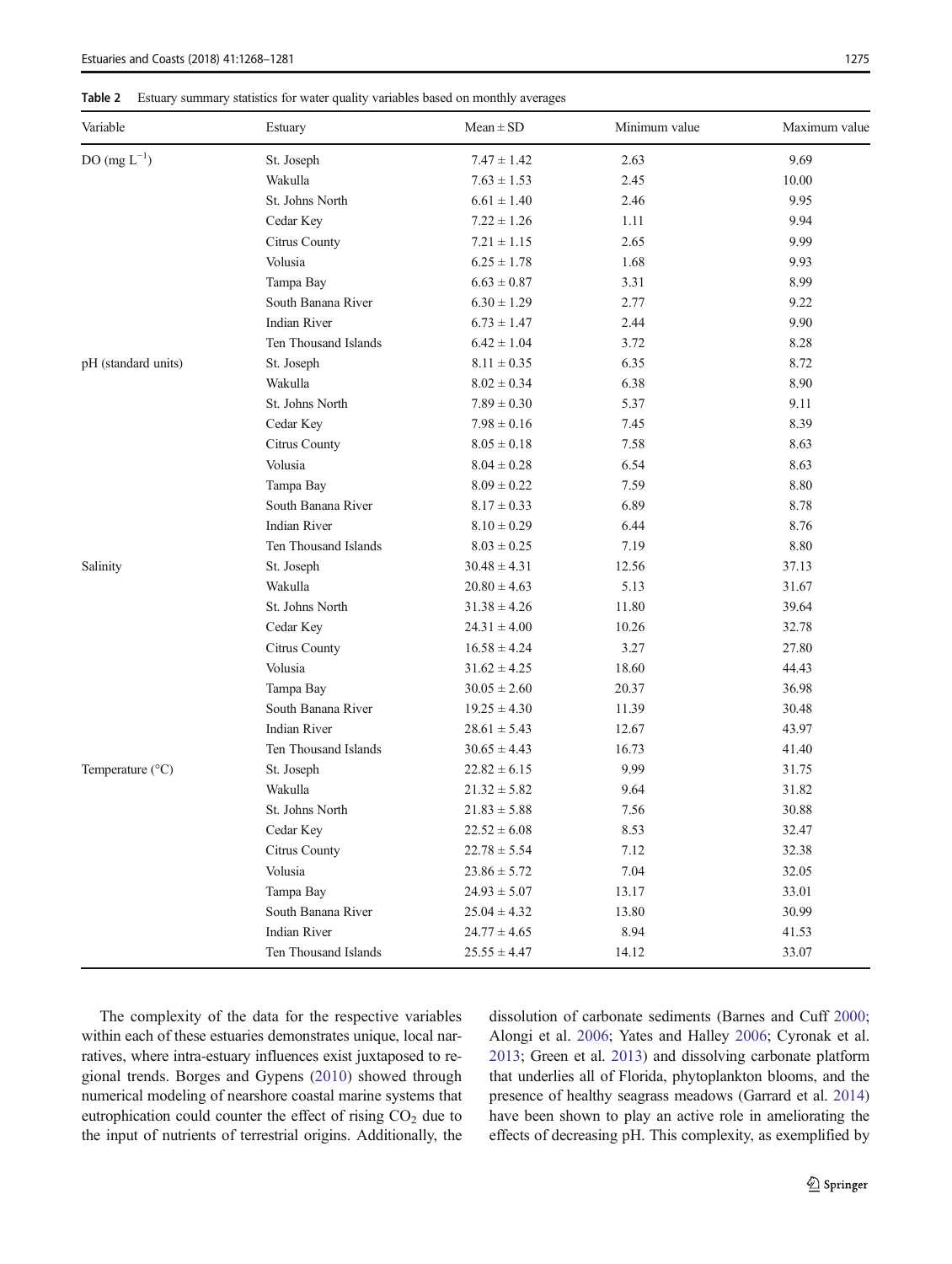**Table 2** Estuary summary statistics for water quality variables based on monthly averages

| Variable | Estuary | Mean ± SD | Minimum value | Maximum value |
|---|---|---|---|---|
| DO (mg $L^{-1}$) | St. Joseph | 7.47 ± 1.42 | 2.63 | 9.69 |
| | Wakulla | 7.63 ± 1.53 | 2.45 | 10.00 |
| | St. Johns North | 6.61 ± 1.40 | 2.46 | 9.95 |
| | Cedar Key | 7.22 ± 1.26 | 1.11 | 9.94 |
| | Citrus County | 7.21 ± 1.15 | 2.65 | 9.99 |
| | Volusia | 6.25 ± 1.78 | 1.68 | 9.93 |
| | Tampa Bay | 6.63 ± 0.87 | 3.31 | 8.99 |
| | South Banana River | 6.30 ± 1.29 | 2.77 | 9.22 |
| | Indian River | 6.73 ± 1.47 | 2.44 | 9.90 |
| | Ten Thousand Islands | 6.42 ± 1.04 | 3.72 | 8.28 |
| pH (standard units) | St. Joseph | 8.11 ± 0.35 | 6.35 | 8.72 |
| | Wakulla | 8.02 ± 0.34 | 6.38 | 8.90 |
| | St. Johns North | 7.89 ± 0.30 | 5.37 | 9.11 |
| | Cedar Key | 7.98 ± 0.16 | 7.45 | 8.39 |
| | Citrus County | 8.05 ± 0.18 | 7.58 | 8.63 |
| | Volusia | 8.04 ± 0.28 | 6.54 | 8.63 |
| | Tampa Bay | 8.09 ± 0.22 | 7.59 | 8.80 |
| | South Banana River | 8.17 ± 0.33 | 6.89 | 8.78 |
| | Indian River | 8.10 ± 0.29 | 6.44 | 8.76 |
| | Ten Thousand Islands | 8.03 ± 0.25 | 7.19 | 8.80 |
| Salinity | St. Joseph | 30.48 ± 4.31 | 12.56 | 37.13 |
| | Wakulla | 20.80 ± 4.63 | 5.13 | 31.67 |
| | St. Johns North | 31.38 ± 4.26 | 11.80 | 39.64 |
| | Cedar Key | 24.31 ± 4.00 | 10.26 | 32.78 |
| | Citrus County | 16.58 ± 4.24 | 3.27 | 27.80 |
| | Volusia | 31.62 ± 4.25 | 18.60 | 44.43 |
| | Tampa Bay | 30.05 ± 2.60 | 20.37 | 36.98 |
| | South Banana River | 19.25 ± 4.30 | 11.39 | 30.48 |
| | Indian River | 28.61 ± 5.43 | 12.67 | 43.97 |
| | Ten Thousand Islands | 30.65 ± 4.43 | 16.73 | 41.40 |
| Temperature (°C) | St. Joseph | 22.82 ± 6.15 | 9.99 | 31.75 |
| | Wakulla | 21.32 ± 5.82 | 9.64 | 31.82 |
| | St. Johns North | 21.83 ± 5.88 | 7.56 | 30.88 |
| | Cedar Key | 22.52 ± 6.08 | 8.53 | 32.47 |
| | Citrus County | 22.78 ± 5.54 | 7.12 | 32.38 |
| | Volusia | 23.86 ± 5.72 | 7.04 | 32.05 |
| | Tampa Bay | 24.93 ± 5.07 | 13.17 | 33.01 |
| | South Banana River | 25.04 ± 4.32 | 13.80 | 30.99 |
| | Indian River | 24.77 ± 4.65 | 8.94 | 41.53 |
| | Ten Thousand Islands | 25.55 ± 4.47 | 14.12 | 33.07 |

The complexity of the data for the respective variables within each of these estuaries demonstrates unique, local narratives, where intra-estuary influences exist juxtaposed to regional trends. Borges and Gypens (2010) showed through numerical modeling of nearshore coastal marine systems that eutrophication could counter the effect of rising $CO_2$ due to the input of nutrients of terrestrial origins. Additionally, the dissolution of carbonate sediments (Barnes and Cuff 2000; Alongi et al. 2006; Yates and Halley 2006; Cyronak et al. 2013; Green et al. 2013) and dissolving carbonate platform that underlies all of Florida, phytoplankton blooms, and the presence of healthy seagrass meadows (Garrard et al. 2014) have been shown to play an active role in ameliorating the effects of decreasing pH. This complexity, as exemplified by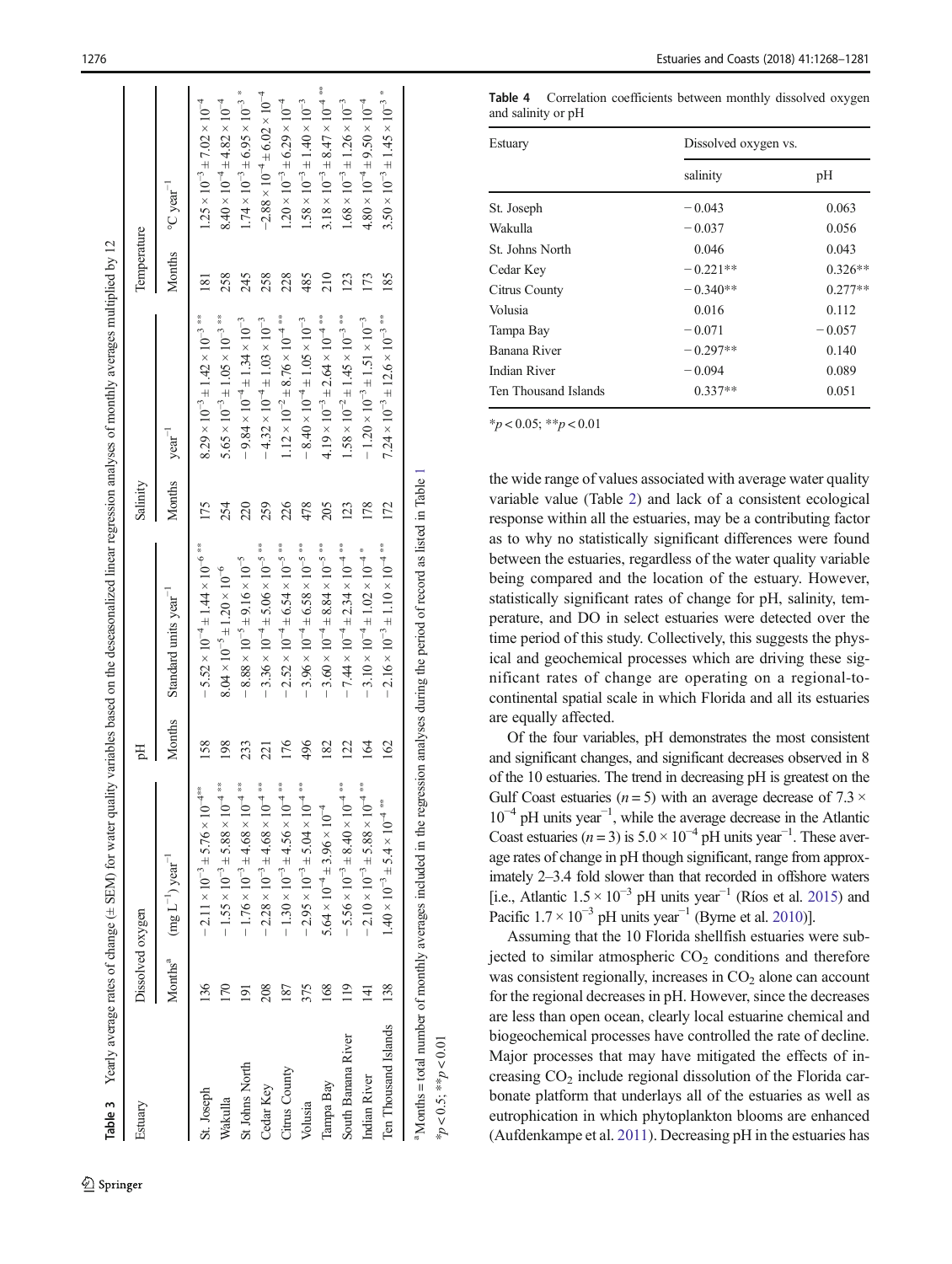**Table 3** Yearly average rates of change (± SEM) for water quality variables based on the deseasonalized linear regression analyses of monthly averages multiplied by 12

| Estuary | Dissolved oxygen | | pH | | Salinity | | Temperature | |
|---|---|---|---|---|---|---|---|---|
| | Months[a] | (mg L$^{-1}$) year$^{-1}$ | Months | Standard units year$^{-1}$ | Months | year$^{-1}$ | Months | °C year$^{-1}$ |
| St. Joseph | 136 | $-2.11 \times 10^{-3} \pm 5.76 \times 10^{-4}$ ** | 158 | $-5.52 \times 10^{-4} \pm 1.44 \times 10^{-6}$ ** | 175 | $8.29 \times 10^{-3} \pm 1.42 \times 10^{-3}$ ** | 181 | $1.25 \times 10^{-3} \pm 7.02 \times 10^{-4}$ |
| Wakulla | 170 | $-1.55 \times 10^{-3} \pm 5.88 \times 10^{-4}$ ** | 198 | $8.04 \times 10^{-5} \pm 1.20 \times 10^{-6}$ | 254 | $5.65 \times 10^{-3} \pm 1.05 \times 10^{-3}$ ** | 258 | $8.40 \times 10^{-4} \pm 4.82 \times 10^{-4}$ |
| St Johns North | 191 | $-1.76 \times 10^{-3} \pm 4.68 \times 10^{-4}$ ** | 233 | $-8.88 \times 10^{-5} \pm 9.16 \times 10^{-5}$ | 220 | $-9.84 \times 10^{-4} \pm 1.34 \times 10^{-3}$ | 245 | $1.74 \times 10^{-3} \pm 6.95 \times 10^{-3}$ * |
| Cedar Key | 208 | $-2.28 \times 10^{-3} \pm 4.68 \times 10^{-4}$ ** | 221 | $-3.36 \times 10^{-4} \pm 5.06 \times 10^{-5}$ ** | 259 | $-4.32 \times 10^{-4} \pm 1.03 \times 10^{-3}$ | 258 | $-2.88 \times 10^{-4} \pm 6.02 \times 10^{-4}$ |
| Citrus County | 187 | $-1.30 \times 10^{-3} \pm 4.56 \times 10^{-4}$ ** | 176 | $-2.52 \times 10^{-4} \pm 6.54 \times 10^{-5}$ ** | 226 | $1.12 \times 10^{-2} \pm 8.76 \times 10^{-4}$ ** | 228 | $1.20 \times 10^{-3} \pm 6.29 \times 10^{-4}$ |
| Volusia | 375 | $-2.95 \times 10^{-3} \pm 5.04 \times 10^{-4}$ ** | 496 | $-3.96 \times 10^{-4} \pm 6.58 \times 10^{-5}$ ** | 478 | $-8.40 \times 10^{-4} \pm 1.05 \times 10^{-3}$ | 485 | $1.58 \times 10^{-3} \pm 1.40 \times 10^{-3}$ |
| Tampa Bay | 168 | $5.64 \times 10^{-4} \pm 3.96 \times 10^{-4}$ | 182 | $-3.60 \times 10^{-4} \pm 8.84 \times 10^{-5}$ ** | 205 | $4.19 \times 10^{-3} \pm 2.64 \times 10^{-4}$ ** | 210 | $3.18 \times 10^{-3} \pm 8.47 \times 10^{-4}$ ** |
| South Banana River | 119 | $-5.56 \times 10^{-3} \pm 8.40 \times 10^{-4}$ ** | 122 | $-7.44 \times 10^{-4} \pm 2.34 \times 10^{-4}$ ** | 123 | $1.58 \times 10^{-2} \pm 1.45 \times 10^{-3}$ ** | 123 | $1.68 \times 10^{-3} \pm 1.26 \times 10^{-3}$ |
| Indian River | 141 | $-2.10 \times 10^{-3} \pm 5.88 \times 10^{-4}$ ** | 164 | $-3.10 \times 10^{-4} \pm 1.02 \times 10^{-4}$ * | 178 | $-1.20 \times 10^{-3} \pm 1.51 \times 10^{-3}$ | 173 | $4.80 \times 10^{-4} \pm 9.50 \times 10^{-4}$ |
| Ten Thousand Islands | 138 | $1.40 \times 10^{-3} \pm 5.4 \times 10^{-4}$ ** | 162 | $-2.16 \times 10^{-3} \pm 1.10 \times 10^{-4}$ ** | 172 | $7.24 \times 10^{-3} \pm 12.6 \times 10^{-3}$ ** | 185 | $3.50 \times 10^{-3} \pm 1.45 \times 10^{-3}$ * |

[a] Months = total number of monthly averages included in the regression analyses during the period of record as listed in Table 1

*$p < 0.5$; **$p < 0.01$

**Table 4** Correlation coefficients between monthly dissolved oxygen and salinity or pH

| Estuary | Dissolved oxygen vs. | |
|---|---|---|
| | salinity | pH |
| St. Joseph | − 0.043 | 0.063 |
| Wakulla | − 0.037 | 0.056 |
| St. Johns North | 0.046 | 0.043 |
| Cedar Key | − 0.221** | 0.326** |
| Citrus County | − 0.340** | 0.277** |
| Volusia | 0.016 | 0.112 |
| Tampa Bay | − 0.071 | − 0.057 |
| Banana River | − 0.297** | 0.140 |
| Indian River | − 0.094 | 0.089 |
| Ten Thousand Islands | 0.337** | 0.051 |

*$p < 0.05$; **$p < 0.01$

the wide range of values associated with average water quality variable value (Table 2) and lack of a consistent ecological response within all the estuaries, may be a contributing factor as to why no statistically significant differences were found between the estuaries, regardless of the water quality variable being compared and the location of the estuary. However, statistically significant rates of change for pH, salinity, temperature, and DO in select estuaries were detected over the time period of this study. Collectively, this suggests the physical and geochemical processes which are driving these significant rates of change are operating on a regional-to-continental spatial scale in which Florida and all its estuaries are equally affected.

Of the four variables, pH demonstrates the most consistent and significant changes, and significant decreases observed in 8 of the 10 estuaries. The trend in decreasing pH is greatest on the Gulf Coast estuaries ($n = 5$) with an average decrease of $7.3 \times 10^{-4}$ pH units year$^{-1}$, while the average decrease in the Atlantic Coast estuaries ($n = 3$) is $5.0 \times 10^{-4}$ pH units year$^{-1}$. These average rates of change in pH though significant, range from approximately 2–3.4 fold slower than that recorded in offshore waters [i.e., Atlantic $1.5 \times 10^{-3}$ pH units year$^{-1}$ (Ríos et al. 2015) and Pacific $1.7 \times 10^{-3}$ pH units year$^{-1}$ (Byrne et al. 2010)].

Assuming that the 10 Florida shellfish estuaries were subjected to similar atmospheric $CO_2$ conditions and therefore was consistent regionally, increases in $CO_2$ alone can account for the regional decreases in pH. However, since the decreases are less than open ocean, clearly local estuarine chemical and biogeochemical processes have controlled the rate of decline. Major processes that may have mitigated the effects of increasing $CO_2$ include regional dissolution of the Florida carbonate platform that underlays all of the estuaries as well as eutrophication in which phytoplankton blooms are enhanced (Aufdenkampe et al. 2011). Decreasing pH in the estuaries has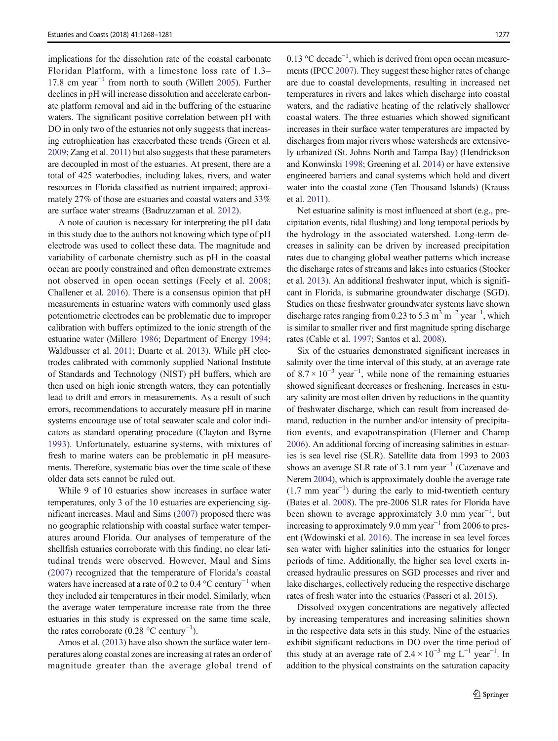implications for the dissolution rate of the coastal carbonate Floridan Platform, with a limestone loss rate of 1.3–17.8 cm year$^{-1}$ from north to south (Willett 2005). Further declines in pH will increase dissolution and accelerate carbonate platform removal and aid in the buffering of the estuarine waters. The significant positive correlation between pH with DO in only two of the estuaries not only suggests that increasing eutrophication has exacerbated these trends (Green et al. 2009; Zang et al. 2011) but also suggests that these parameters are decoupled in most of the estuaries. At present, there are a total of 425 waterbodies, including lakes, rivers, and water resources in Florida classified as nutrient impaired; approximately 27% of those are estuaries and coastal waters and 33% are surface water streams (Badruzzaman et al. 2012).

A note of caution is necessary for interpreting the pH data in this study due to the authors not knowing which type of pH electrode was used to collect these data. The magnitude and variability of carbonate chemistry such as pH in the coastal ocean are poorly constrained and often demonstrate extremes not observed in open ocean settings (Feely et al. 2008; Challener et al. 2016). There is a consensus opinion that pH measurements in estuarine waters with commonly used glass potentiometric electrodes can be problematic due to improper calibration with buffers optimized to the ionic strength of the estuarine water (Millero 1986; Department of Energy 1994; Waldbusser et al. 2011; Duarte et al. 2013). While pH electrodes calibrated with commonly supplied National Institute of Standards and Technology (NIST) pH buffers, which are then used on high ionic strength waters, they can potentially lead to drift and errors in measurements. As a result of such errors, recommendations to accurately measure pH in marine systems encourage use of total seawater scale and color indicators as standard operating procedure (Clayton and Byrne 1993). Unfortunately, estuarine systems, with mixtures of fresh to marine waters can be problematic in pH measurements. Therefore, systematic bias over the time scale of these older data sets cannot be ruled out.

While 9 of 10 estuaries show increases in surface water temperatures, only 3 of the 10 estuaries are experiencing significant increases. Maul and Sims (2007) proposed there was no geographic relationship with coastal surface water temperatures around Florida. Our analyses of temperature of the shellfish estuaries corroborate with this finding; no clear latitudinal trends were observed. However, Maul and Sims (2007) recognized that the temperature of Florida's coastal waters have increased at a rate of 0.2 to 0.4 °C century$^{-1}$ when they included air temperatures in their model. Similarly, when the average water temperature increase rate from the three estuaries in this study is expressed on the same time scale, the rates corroborate (0.28 °C century$^{-1}$).

Amos et al. (2013) have also shown the surface water temperatures along coastal zones are increasing at rates an order of magnitude greater than the average global trend of 0.13 °C decade$^{-1}$, which is derived from open ocean measurements (IPCC 2007). They suggest these higher rates of change are due to coastal developments, resulting in increased net temperatures in rivers and lakes which discharge into coastal waters, and the radiative heating of the relatively shallower coastal waters. The three estuaries which showed significant increases in their surface water temperatures are impacted by discharges from major rivers whose watersheds are extensively urbanized (St. Johns North and Tampa Bay) (Hendrickson and Konwinski 1998; Greening et al. 2014) or have extensive engineered barriers and canal systems which hold and divert water into the coastal zone (Ten Thousand Islands) (Krauss et al. 2011).

Net estuarine salinity is most influenced at short (e.g., precipitation events, tidal flushing) and long temporal periods by the hydrology in the associated watershed. Long-term decreases in salinity can be driven by increased precipitation rates due to changing global weather patterns which increase the discharge rates of streams and lakes into estuaries (Stocker et al. 2013). An additional freshwater input, which is significant in Florida, is submarine groundwater discharge (SGD). Studies on these freshwater groundwater systems have shown discharge rates ranging from 0.23 to 5.3 m$^{3}$ m$^{-2}$ year$^{-1}$, which is similar to smaller river and first magnitude spring discharge rates (Cable et al. 1997; Santos et al. 2008).

Six of the estuaries demonstrated significant increases in salinity over the time interval of this study, at an average rate of $8.7 \times 10^{-3}$ year$^{-1}$, while none of the remaining estuaries showed significant decreases or freshening. Increases in estuary salinity are most often driven by reductions in the quantity of freshwater discharge, which can result from increased demand, reduction in the number and/or intensity of precipitation events, and evapotranspiration (Flemer and Champ 2006). An additional forcing of increasing salinities in estuaries is sea level rise (SLR). Satellite data from 1993 to 2003 shows an average SLR rate of 3.1 mm year$^{-1}$ (Cazenave and Nerem 2004), which is approximately double the average rate (1.7 mm year$^{-1}$) during the early to mid-twentieth century (Bates et al. 2008). The pre-2006 SLR rates for Florida have been shown to average approximately 3.0 mm year$^{-1}$, but increasing to approximately 9.0 mm year$^{-1}$ from 2006 to present (Wdowinski et al. 2016). The increase in sea level forces sea water with higher salinities into the estuaries for longer periods of time. Additionally, the higher sea level exerts increased hydraulic pressures on SGD processes and river and lake discharges, collectively reducing the respective discharge rates of fresh water into the estuaries (Passeri et al. 2015).

Dissolved oxygen concentrations are negatively affected by increasing temperatures and increasing salinities shown in the respective data sets in this study. Nine of the estuaries exhibit significant reductions in DO over the time period of this study at an average rate of $2.4 \times 10^{-3}$ mg L$^{-1}$ year$^{-1}$. In addition to the physical constraints on the saturation capacity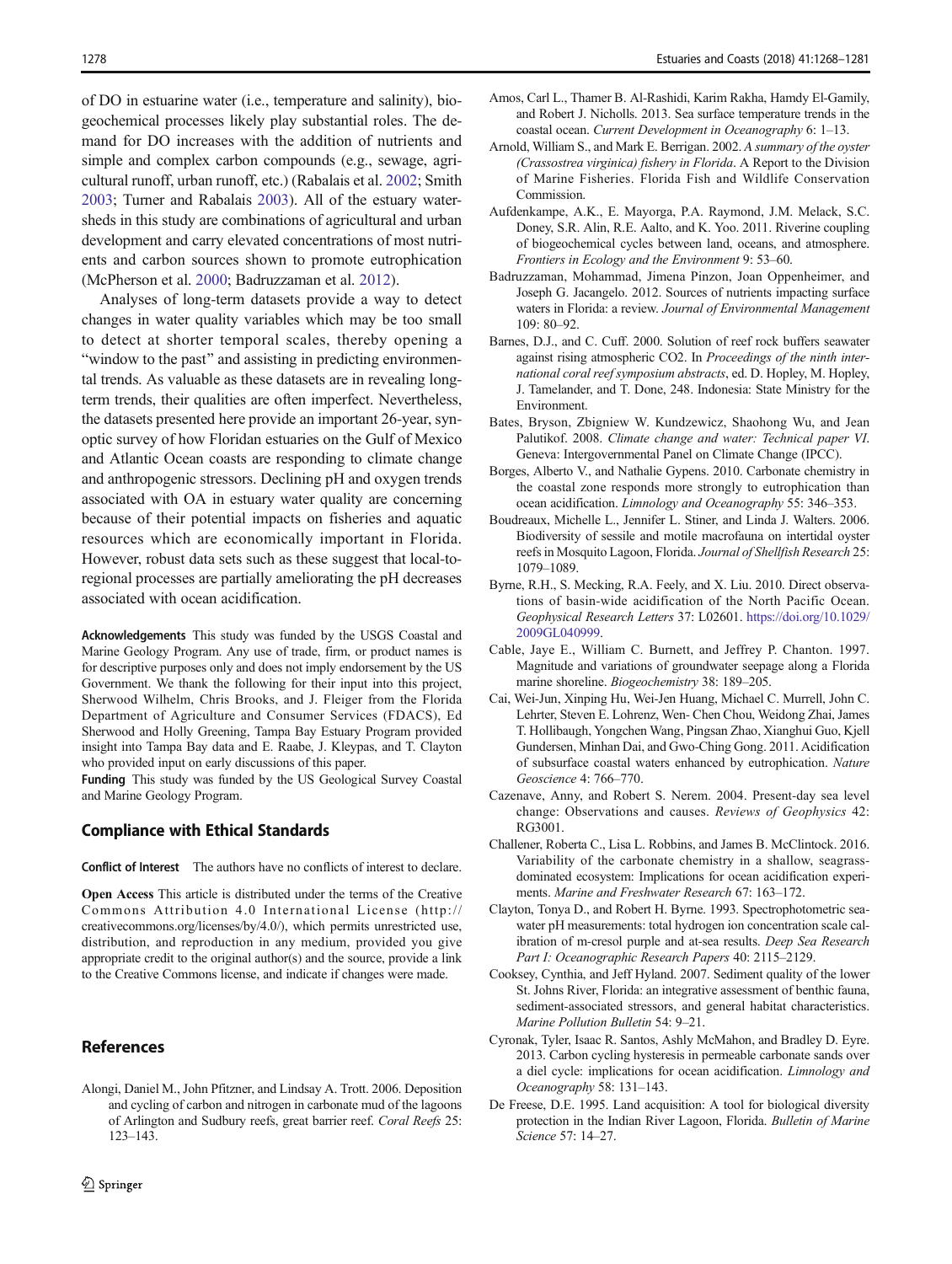of DO in estuarine water (i.e., temperature and salinity), biogeochemical processes likely play substantial roles. The demand for DO increases with the addition of nutrients and simple and complex carbon compounds (e.g., sewage, agricultural runoff, urban runoff, etc.) (Rabalais et al. 2002; Smith 2003; Turner and Rabalais 2003). All of the estuary watersheds in this study are combinations of agricultural and urban development and carry elevated concentrations of most nutrients and carbon sources shown to promote eutrophication (McPherson et al. 2000; Badruzzaman et al. 2012).

Analyses of long-term datasets provide a way to detect changes in water quality variables which may be too small to detect at shorter temporal scales, thereby opening a "window to the past" and assisting in predicting environmental trends. As valuable as these datasets are in revealing long-term trends, their qualities are often imperfect. Nevertheless, the datasets presented here provide an important 26-year, synoptic survey of how Floridan estuaries on the Gulf of Mexico and Atlantic Ocean coasts are responding to climate change and anthropogenic stressors. Declining pH and oxygen trends associated with OA in estuary water quality are concerning because of their potential impacts on fisheries and aquatic resources which are economically important in Florida. However, robust data sets such as these suggest that local-to-regional processes are partially ameliorating the pH decreases associated with ocean acidification.

**Acknowledgements** This study was funded by the USGS Coastal and Marine Geology Program. Any use of trade, firm, or product names is for descriptive purposes only and does not imply endorsement by the US Government. We thank the following for their input into this project, Sherwood Wilhelm, Chris Brooks, and J. Fleiger from the Florida Department of Agriculture and Consumer Services (FDACS), Ed Sherwood and Holly Greening, Tampa Bay Estuary Program provided insight into Tampa Bay data and E. Raabe, J. Kleypas, and T. Clayton who provided input on early discussions of this paper.

**Funding** This study was funded by the US Geological Survey Coastal and Marine Geology Program.

## Compliance with Ethical Standards

**Conflict of Interest** The authors have no conflicts of interest to declare.

**Open Access** This article is distributed under the terms of the Creative Commons Attribution 4.0 International License (http://creativecommons.org/licenses/by/4.0/), which permits unrestricted use, distribution, and reproduction in any medium, provided you give appropriate credit to the original author(s) and the source, provide a link to the Creative Commons license, and indicate if changes were made.

## References

Alongi, Daniel M., John Pfitzner, and Lindsay A. Trott. 2006. Deposition and cycling of carbon and nitrogen in carbonate mud of the lagoons of Arlington and Sudbury reefs, great barrier reef. *Coral Reefs* 25: 123–143.

Amos, Carl L., Thamer B. Al-Rashidi, Karim Rakha, Hamdy El-Gamily, and Robert J. Nicholls. 2013. Sea surface temperature trends in the coastal ocean. *Current Development in Oceanography* 6: 1–13.

Arnold, William S., and Mark E. Berrigan. 2002. *A summary of the oyster (Crassostrea virginica) fishery in Florida*. A Report to the Division of Marine Fisheries. Florida Fish and Wildlife Conservation Commission.

Aufdenkampe, A.K., E. Mayorga, P.A. Raymond, J.M. Melack, S.C. Doney, S.R. Alin, R.E. Aalto, and K. Yoo. 2011. Riverine coupling of biogeochemical cycles between land, oceans, and atmosphere. *Frontiers in Ecology and the Environment* 9: 53–60.

Badruzzaman, Mohammad, Jimena Pinzon, Joan Oppenheimer, and Joseph G. Jacangelo. 2012. Sources of nutrients impacting surface waters in Florida: a review. *Journal of Environmental Management* 109: 80–92.

Barnes, D.J., and C. Cuff. 2000. Solution of reef rock buffers seawater against rising atmospheric CO2. In *Proceedings of the ninth international coral reef symposium abstracts*, ed. D. Hopley, M. Hopley, J. Tamelander, and T. Done, 248. Indonesia: State Ministry for the Environment.

Bates, Bryson, Zbigniew W. Kundzewicz, Shaohong Wu, and Jean Palutikof. 2008. *Climate change and water: Technical paper VI*. Geneva: Intergovernmental Panel on Climate Change (IPCC).

Borges, Alberto V., and Nathalie Gypens. 2010. Carbonate chemistry in the coastal zone responds more strongly to eutrophication than ocean acidification. *Limnology and Oceanography* 55: 346–353.

Boudreaux, Michelle L., Jennifer L. Stiner, and Linda J. Walters. 2006. Biodiversity of sessile and motile macrofauna on intertidal oyster reefs in Mosquito Lagoon, Florida. *Journal of Shellfish Research* 25: 1079–1089.

Byrne, R.H., S. Mecking, R.A. Feely, and X. Liu. 2010. Direct observations of basin-wide acidification of the North Pacific Ocean. *Geophysical Research Letters* 37: L02601. https://doi.org/10.1029/2009GL040999.

Cable, Jaye E., William C. Burnett, and Jeffrey P. Chanton. 1997. Magnitude and variations of groundwater seepage along a Florida marine shoreline. *Biogeochemistry* 38: 189–205.

Cai, Wei-Jun, Xinping Hu, Wei-Jen Huang, Michael C. Murrell, John C. Lehrter, Steven E. Lohrenz, Wen- Chen Chou, Weidong Zhai, James T. Hollibaugh, Yongchen Wang, Pingsan Zhao, Xianghui Guo, Kjell Gundersen, Minhan Dai, and Gwo-Ching Gong. 2011. Acidification of subsurface coastal waters enhanced by eutrophication. *Nature Geoscience* 4: 766–770.

Cazenave, Anny, and Robert S. Nerem. 2004. Present-day sea level change: Observations and causes. *Reviews of Geophysics* 42: RG3001.

Challener, Roberta C., Lisa L. Robbins, and James B. McClintock. 2016. Variability of the carbonate chemistry in a shallow, seagrass-dominated ecosystem: Implications for ocean acidification experiments. *Marine and Freshwater Research* 67: 163–172.

Clayton, Tonya D., and Robert H. Byrne. 1993. Spectrophotometric seawater pH measurements: total hydrogen ion concentration scale calibration of m-cresol purple and at-sea results. *Deep Sea Research Part I: Oceanographic Research Papers* 40: 2115–2129.

Cooksey, Cynthia, and Jeff Hyland. 2007. Sediment quality of the lower St. Johns River, Florida: an integrative assessment of benthic fauna, sediment-associated stressors, and general habitat characteristics. *Marine Pollution Bulletin* 54: 9–21.

Cyronak, Tyler, Isaac R. Santos, Ashly McMahon, and Bradley D. Eyre. 2013. Carbon cycling hysteresis in permeable carbonate sands over a diel cycle: implications for ocean acidification. *Limnology and Oceanography* 58: 131–143.

De Freese, D.E. 1995. Land acquisition: A tool for biological diversity protection in the Indian River Lagoon, Florida. *Bulletin of Marine Science* 57: 14–27.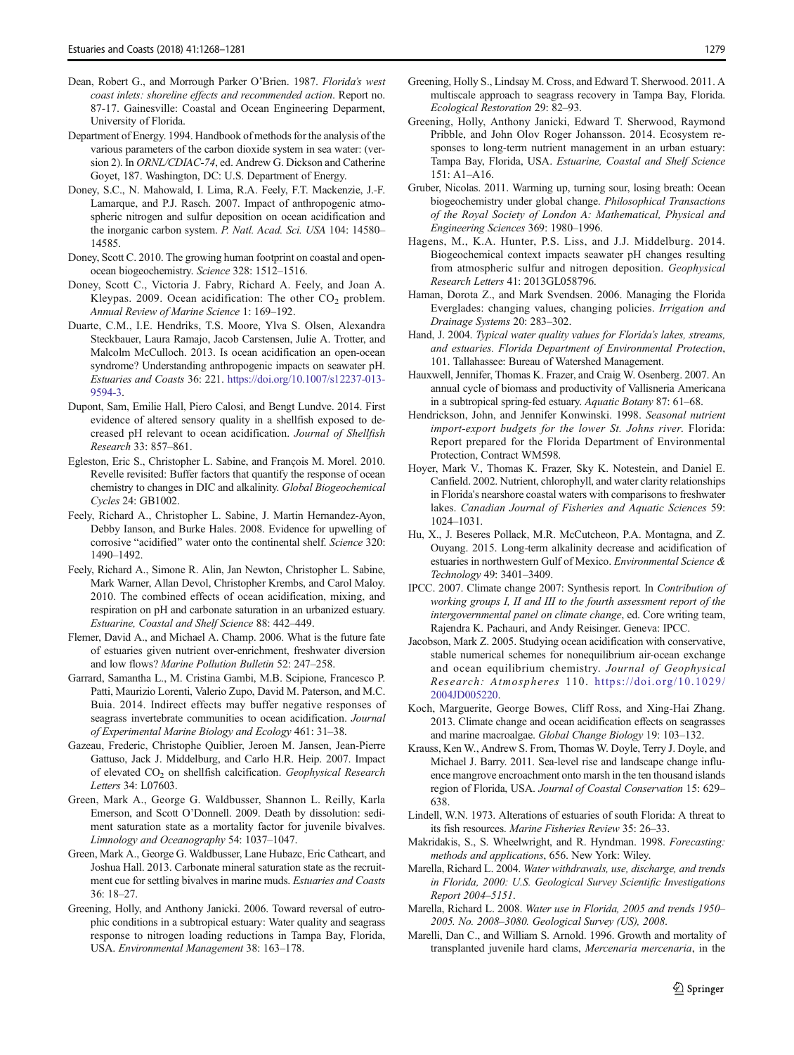Dean, Robert G., and Morrough Parker O'Brien. 1987. *Florida's west coast inlets: shoreline effects and recommended action*. Report no. 87-17. Gainesville: Coastal and Ocean Engineering Deparment, University of Florida.

Department of Energy. 1994. Handbook of methods for the analysis of the various parameters of the carbon dioxide system in sea water: (version 2). In *ORNL/CDIAC-74*, ed. Andrew G. Dickson and Catherine Goyet, 187. Washington, DC: U.S. Department of Energy.

Doney, S.C., N. Mahowald, I. Lima, R.A. Feely, F.T. Mackenzie, J.-F. Lamarque, and P.J. Rasch. 2007. Impact of anthropogenic atmospheric nitrogen and sulfur deposition on ocean acidification and the inorganic carbon system. *P. Natl. Acad. Sci. USA* 104: 14580–14585.

Doney, Scott C. 2010. The growing human footprint on coastal and open-ocean biogeochemistry. *Science* 328: 1512–1516.

Doney, Scott C., Victoria J. Fabry, Richard A. Feely, and Joan A. Kleypas. 2009. Ocean acidification: The other $CO_2$ problem. *Annual Review of Marine Science* 1: 169–192.

Duarte, C.M., I.E. Hendriks, T.S. Moore, Ylva S. Olsen, Alexandra Steckbauer, Laura Ramajo, Jacob Carstensen, Julie A. Trotter, and Malcolm McCulloch. 2013. Is ocean acidification an open-ocean syndrome? Understanding anthropogenic impacts on seawater pH. *Estuaries and Coasts* 36: 221. https://doi.org/10.1007/s12237-013-9594-3.

Dupont, Sam, Emilie Hall, Piero Calosi, and Bengt Lundve. 2014. First evidence of altered sensory quality in a shellfish exposed to decreased pH relevant to ocean acidification. *Journal of Shellfish Research* 33: 857–861.

Egleston, Eric S., Christopher L. Sabine, and François M. Morel. 2010. Revelle revisited: Buffer factors that quantify the response of ocean chemistry to changes in DIC and alkalinity. *Global Biogeochemical Cycles* 24: GB1002.

Feely, Richard A., Christopher L. Sabine, J. Martin Hernandez-Ayon, Debby Ianson, and Burke Hales. 2008. Evidence for upwelling of corrosive "acidified" water onto the continental shelf. *Science* 320: 1490–1492.

Feely, Richard A., Simone R. Alin, Jan Newton, Christopher L. Sabine, Mark Warner, Allan Devol, Christopher Krembs, and Carol Maloy. 2010. The combined effects of ocean acidification, mixing, and respiration on pH and carbonate saturation in an urbanized estuary. *Estuarine, Coastal and Shelf Science* 88: 442–449.

Flemer, David A., and Michael A. Champ. 2006. What is the future fate of estuaries given nutrient over-enrichment, freshwater diversion and low flows? *Marine Pollution Bulletin* 52: 247–258.

Garrard, Samantha L., M. Cristina Gambi, M.B. Scipione, Francesco P. Patti, Maurizio Lorenti, Valerio Zupo, David M. Paterson, and M.C. Buia. 2014. Indirect effects may buffer negative responses of seagrass invertebrate communities to ocean acidification. *Journal of Experimental Marine Biology and Ecology* 461: 31–38.

Gazeau, Frederic, Christophe Quiblier, Jeroen M. Jansen, Jean-Pierre Gattuso, Jack J. Middelburg, and Carlo H.R. Heip. 2007. Impact of elevated $CO_2$ on shellfish calcification. *Geophysical Research Letters* 34: L07603.

Green, Mark A., George G. Waldbusser, Shannon L. Reilly, Karla Emerson, and Scott O'Donnell. 2009. Death by dissolution: sediment saturation state as a mortality factor for juvenile bivalves. *Limnology and Oceanography* 54: 1037–1047.

Green, Mark A., George G. Waldbusser, Lane Hubazc, Eric Cathcart, and Joshua Hall. 2013. Carbonate mineral saturation state as the recruitment cue for settling bivalves in marine muds. *Estuaries and Coasts* 36: 18–27.

Greening, Holly, and Anthony Janicki. 2006. Toward reversal of eutrophic conditions in a subtropical estuary: Water quality and seagrass response to nitrogen loading reductions in Tampa Bay, Florida, USA. *Environmental Management* 38: 163–178.

Greening, Holly S., Lindsay M. Cross, and Edward T. Sherwood. 2011. A multiscale approach to seagrass recovery in Tampa Bay, Florida. *Ecological Restoration* 29: 82–93.

Greening, Holly, Anthony Janicki, Edward T. Sherwood, Raymond Pribble, and John Olov Roger Johansson. 2014. Ecosystem responses to long-term nutrient management in an urban estuary: Tampa Bay, Florida, USA. *Estuarine, Coastal and Shelf Science* 151: A1–A16.

Gruber, Nicolas. 2011. Warming up, turning sour, losing breath: Ocean biogeochemistry under global change. *Philosophical Transactions of the Royal Society of London A: Mathematical, Physical and Engineering Sciences* 369: 1980–1996.

Hagens, M., K.A. Hunter, P.S. Liss, and J.J. Middelburg. 2014. Biogeochemical context impacts seawater pH changes resulting from atmospheric sulfur and nitrogen deposition. *Geophysical Research Letters* 41: 2013GL058796.

Haman, Dorota Z., and Mark Svendsen. 2006. Managing the Florida Everglades: changing values, changing policies. *Irrigation and Drainage Systems* 20: 283–302.

Hand, J. 2004. *Typical water quality values for Florida's lakes, streams, and estuaries. Florida Department of Environmental Protection*, 101. Tallahassee: Bureau of Watershed Management.

Hauxwell, Jennifer, Thomas K. Frazer, and Craig W. Osenberg. 2007. An annual cycle of biomass and productivity of Vallisneria Americana in a subtropical spring-fed estuary. *Aquatic Botany* 87: 61–68.

Hendrickson, John, and Jennifer Konwinski. 1998. *Seasonal nutrient import-export budgets for the lower St. Johns river*. Florida: Report prepared for the Florida Department of Environmental Protection, Contract WM598.

Hoyer, Mark V., Thomas K. Frazer, Sky K. Notestein, and Daniel E. Canfield. 2002. Nutrient, chlorophyll, and water clarity relationships in Florida's nearshore coastal waters with comparisons to freshwater lakes. *Canadian Journal of Fisheries and Aquatic Sciences* 59: 1024–1031.

Hu, X., J. Beseres Pollack, M.R. McCutcheon, P.A. Montagna, and Z. Ouyang. 2015. Long-term alkalinity decrease and acidification of estuaries in northwestern Gulf of Mexico. *Environmental Science & Technology* 49: 3401–3409.

IPCC. 2007. Climate change 2007: Synthesis report. In *Contribution of working groups I, II and III to the fourth assessment report of the intergovernmental panel on climate change*, ed. Core writing team, Rajendra K. Pachauri, and Andy Reisinger. Geneva: IPCC.

Jacobson, Mark Z. 2005. Studying ocean acidification with conservative, stable numerical schemes for nonequilibrium air-ocean exchange and ocean equilibrium chemistry. *Journal of Geophysical Research: Atmospheres* 110. https://doi.org/10.1029/2004JD005220.

Koch, Marguerite, George Bowes, Cliff Ross, and Xing-Hai Zhang. 2013. Climate change and ocean acidification effects on seagrasses and marine macroalgae. *Global Change Biology* 19: 103–132.

Krauss, Ken W., Andrew S. From, Thomas W. Doyle, Terry J. Doyle, and Michael J. Barry. 2011. Sea-level rise and landscape change influence mangrove encroachment onto marsh in the ten thousand islands region of Florida, USA. *Journal of Coastal Conservation* 15: 629–638.

Lindell, W.N. 1973. Alterations of estuaries of south Florida: A threat to its fish resources. *Marine Fisheries Review* 35: 26–33.

Makridakis, S., S. Wheelwright, and R. Hyndman. 1998. *Forecasting: methods and applications*, 656. New York: Wiley.

Marella, Richard L. 2004. *Water withdrawals, use, discharge, and trends in Florida, 2000: U.S. Geological Survey Scientific Investigations Report 2004–5151*.

Marella, Richard L. 2008. *Water use in Florida, 2005 and trends 1950–2005. No. 2008–3080. Geological Survey (US), 2008*.

Marelli, Dan C., and William S. Arnold. 1996. Growth and mortality of transplanted juvenile hard clams, *Mercenaria mercenaria*, in the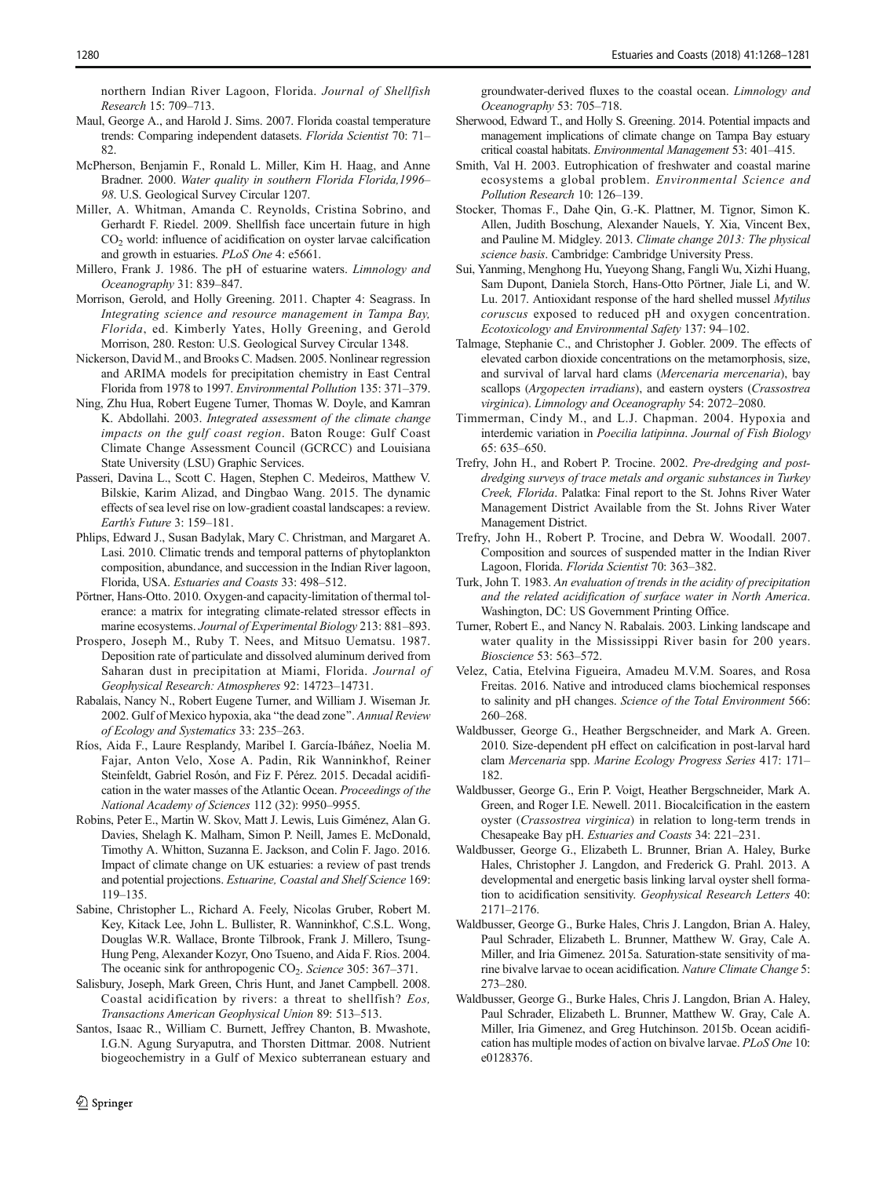northern Indian River Lagoon, Florida. *Journal of Shellfish Research* 15: 709–713.

Maul, George A., and Harold J. Sims. 2007. Florida coastal temperature trends: Comparing independent datasets. *Florida Scientist* 70: 71–82.

McPherson, Benjamin F., Ronald L. Miller, Kim H. Haag, and Anne Bradner. 2000. *Water quality in southern Florida Florida,1996–98*. U.S. Geological Survey Circular 1207.

Miller, A. Whitman, Amanda C. Reynolds, Cristina Sobrino, and Gerhardt F. Riedel. 2009. Shellfish face uncertain future in high $CO_2$ world: influence of acidification on oyster larvae calcification and growth in estuaries. *PLoS One* 4: e5661.

Millero, Frank J. 1986. The pH of estuarine waters. *Limnology and Oceanography* 31: 839–847.

Morrison, Gerold, and Holly Greening. 2011. Chapter 4: Seagrass. In *Integrating science and resource management in Tampa Bay, Florida*, ed. Kimberly Yates, Holly Greening, and Gerold Morrison, 280. Reston: U.S. Geological Survey Circular 1348.

Nickerson, David M., and Brooks C. Madsen. 2005. Nonlinear regression and ARIMA models for precipitation chemistry in East Central Florida from 1978 to 1997. *Environmental Pollution* 135: 371–379.

Ning, Zhu Hua, Robert Eugene Turner, Thomas W. Doyle, and Kamran K. Abdollahi. 2003. *Integrated assessment of the climate change impacts on the gulf coast region*. Baton Rouge: Gulf Coast Climate Change Assessment Council (GCRCC) and Louisiana State University (LSU) Graphic Services.

Passeri, Davina L., Scott C. Hagen, Stephen C. Medeiros, Matthew V. Bilskie, Karim Alizad, and Dingbao Wang. 2015. The dynamic effects of sea level rise on low-gradient coastal landscapes: a review. *Earth's Future* 3: 159–181.

Phlips, Edward J., Susan Badylak, Mary C. Christman, and Margaret A. Lasi. 2010. Climatic trends and temporal patterns of phytoplankton composition, abundance, and succession in the Indian River lagoon, Florida, USA. *Estuaries and Coasts* 33: 498–512.

Pörtner, Hans-Otto. 2010. Oxygen-and capacity-limitation of thermal tolerance: a matrix for integrating climate-related stressor effects in marine ecosystems. *Journal of Experimental Biology* 213: 881–893.

Prospero, Joseph M., Ruby T. Nees, and Mitsuo Uematsu. 1987. Deposition rate of particulate and dissolved aluminum derived from Saharan dust in precipitation at Miami, Florida. *Journal of Geophysical Research: Atmospheres* 92: 14723–14731.

Rabalais, Nancy N., Robert Eugene Turner, and William J. Wiseman Jr. 2002. Gulf of Mexico hypoxia, aka "the dead zone". *Annual Review of Ecology and Systematics* 33: 235–263.

Ríos, Aida F., Laure Resplandy, Maribel I. García-Ibáñez, Noelia M. Fajar, Anton Velo, Xose A. Padin, Rik Wanninkhof, Reiner Steinfeldt, Gabriel Rosón, and Fiz F. Pérez. 2015. Decadal acidification in the water masses of the Atlantic Ocean. *Proceedings of the National Academy of Sciences* 112 (32): 9950–9955.

Robins, Peter E., Martin W. Skov, Matt J. Lewis, Luis Giménez, Alan G. Davies, Shelagh K. Malham, Simon P. Neill, James E. McDonald, Timothy A. Whitton, Suzanna E. Jackson, and Colin F. Jago. 2016. Impact of climate change on UK estuaries: a review of past trends and potential projections. *Estuarine, Coastal and Shelf Science* 169: 119–135.

Sabine, Christopher L., Richard A. Feely, Nicolas Gruber, Robert M. Key, Kitack Lee, John L. Bullister, R. Wanninkhof, C.S.L. Wong, Douglas W.R. Wallace, Bronte Tilbrook, Frank J. Millero, Tsung-Hung Peng, Alexander Kozyr, Ono Tsueno, and Aida F. Rios. 2004. The oceanic sink for anthropogenic $CO_2$. *Science* 305: 367–371.

Salisbury, Joseph, Mark Green, Chris Hunt, and Janet Campbell. 2008. Coastal acidification by rivers: a threat to shellfish? *Eos, Transactions American Geophysical Union* 89: 513–513.

Santos, Isaac R., William C. Burnett, Jeffrey Chanton, B. Mwashote, I.G.N. Agung Suryaputra, and Thorsten Dittmar. 2008. Nutrient biogeochemistry in a Gulf of Mexico subterranean estuary and groundwater-derived fluxes to the coastal ocean. *Limnology and Oceanography* 53: 705–718.

Sherwood, Edward T., and Holly S. Greening. 2014. Potential impacts and management implications of climate change on Tampa Bay estuary critical coastal habitats. *Environmental Management* 53: 401–415.

Smith, Val H. 2003. Eutrophication of freshwater and coastal marine ecosystems a global problem. *Environmental Science and Pollution Research* 10: 126–139.

Stocker, Thomas F., Dahe Qin, G.-K. Plattner, M. Tignor, Simon K. Allen, Judith Boschung, Alexander Nauels, Y. Xia, Vincent Bex, and Pauline M. Midgley. 2013. *Climate change 2013: The physical science basis*. Cambridge: Cambridge University Press.

Sui, Yanming, Menghong Hu, Yueyong Shang, Fangli Wu, Xizhi Huang, Sam Dupont, Daniela Storch, Hans-Otto Pörtner, Jiale Li, and W. Lu. 2017. Antioxidant response of the hard shelled mussel *Mytilus coruscus* exposed to reduced pH and oxygen concentration. *Ecotoxicology and Environmental Safety* 137: 94–102.

Talmage, Stephanie C., and Christopher J. Gobler. 2009. The effects of elevated carbon dioxide concentrations on the metamorphosis, size, and survival of larval hard clams (*Mercenaria mercenaria*), bay scallops (*Argopecten irradians*), and eastern oysters (*Crassostrea virginica*). *Limnology and Oceanography* 54: 2072–2080.

Timmerman, Cindy M., and L.J. Chapman. 2004. Hypoxia and interdemic variation in *Poecilia latipinna*. *Journal of Fish Biology* 65: 635–650.

Trefry, John H., and Robert P. Trocine. 2002. *Pre-dredging and post-dredging surveys of trace metals and organic substances in Turkey Creek, Florida*. Palatka: Final report to the St. Johns River Water Management District Available from the St. Johns River Water Management District.

Trefry, John H., Robert P. Trocine, and Debra W. Woodall. 2007. Composition and sources of suspended matter in the Indian River Lagoon, Florida. *Florida Scientist* 70: 363–382.

Turk, John T. 1983. *An evaluation of trends in the acidity of precipitation and the related acidification of surface water in North America*. Washington, DC: US Government Printing Office.

Turner, Robert E., and Nancy N. Rabalais. 2003. Linking landscape and water quality in the Mississippi River basin for 200 years. *Bioscience* 53: 563–572.

Velez, Catia, Etelvina Figueira, Amadeu M.V.M. Soares, and Rosa Freitas. 2016. Native and introduced clams biochemical responses to salinity and pH changes. *Science of the Total Environment* 566: 260–268.

Waldbusser, George G., Heather Bergschneider, and Mark A. Green. 2010. Size-dependent pH effect on calcification in post-larval hard clam *Mercenaria* spp. *Marine Ecology Progress Series* 417: 171–182.

Waldbusser, George G., Erin P. Voigt, Heather Bergschneider, Mark A. Green, and Roger I.E. Newell. 2011. Biocalcification in the eastern oyster (*Crassostrea virginica*) in relation to long-term trends in Chesapeake Bay pH. *Estuaries and Coasts* 34: 221–231.

Waldbusser, George G., Elizabeth L. Brunner, Brian A. Haley, Burke Hales, Christopher J. Langdon, and Frederick G. Prahl. 2013. A developmental and energetic basis linking larval oyster shell formation to acidification sensitivity. *Geophysical Research Letters* 40: 2171–2176.

Waldbusser, George G., Burke Hales, Chris J. Langdon, Brian A. Haley, Paul Schrader, Elizabeth L. Brunner, Matthew W. Gray, Cale A. Miller, and Iria Gimenez. 2015a. Saturation-state sensitivity of marine bivalve larvae to ocean acidification. *Nature Climate Change* 5: 273–280.

Waldbusser, George G., Burke Hales, Chris J. Langdon, Brian A. Haley, Paul Schrader, Elizabeth L. Brunner, Matthew W. Gray, Cale A. Miller, Iria Gimenez, and Greg Hutchinson. 2015b. Ocean acidification has multiple modes of action on bivalve larvae. *PLoS One* 10: e0128376.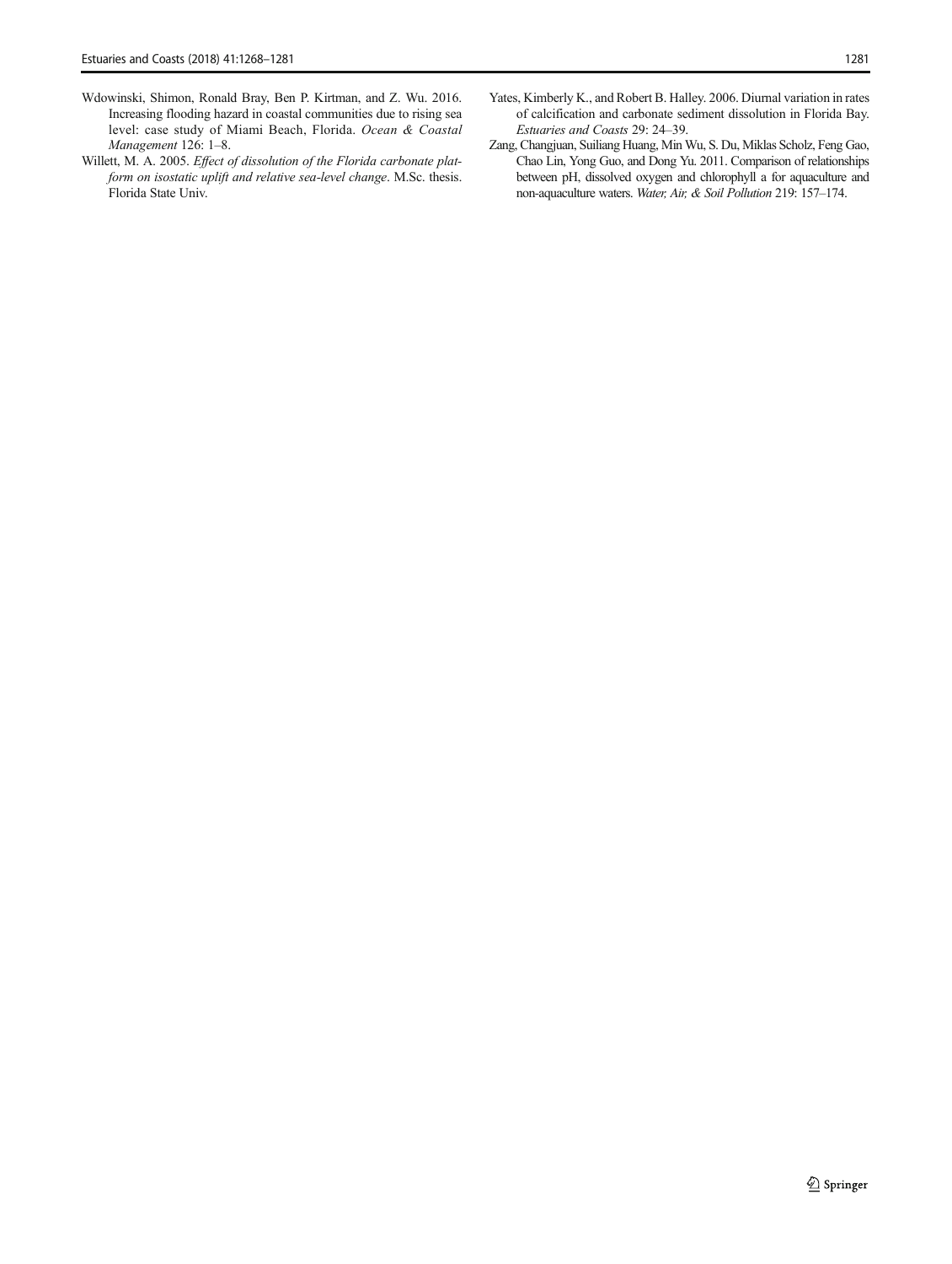Wdowinski, Shimon, Ronald Bray, Ben P. Kirtman, and Z. Wu. 2016. Increasing flooding hazard in coastal communities due to rising sea level: case study of Miami Beach, Florida. *Ocean & Coastal Management* 126: 1–8.

Willett, M. A. 2005. *Effect of dissolution of the Florida carbonate platform on isostatic uplift and relative sea-level change*. M.Sc. thesis. Florida State Univ.

Yates, Kimberly K., and Robert B. Halley. 2006. Diurnal variation in rates of calcification and carbonate sediment dissolution in Florida Bay. *Estuaries and Coasts* 29: 24–39.

Zang, Changjuan, Suiliang Huang, Min Wu, S. Du, Miklas Scholz, Feng Gao, Chao Lin, Yong Guo, and Dong Yu. 2011. Comparison of relationships between pH, dissolved oxygen and chlorophyll a for aquaculture and non-aquaculture waters. *Water, Air, & Soil Pollution* 219: 157–174.